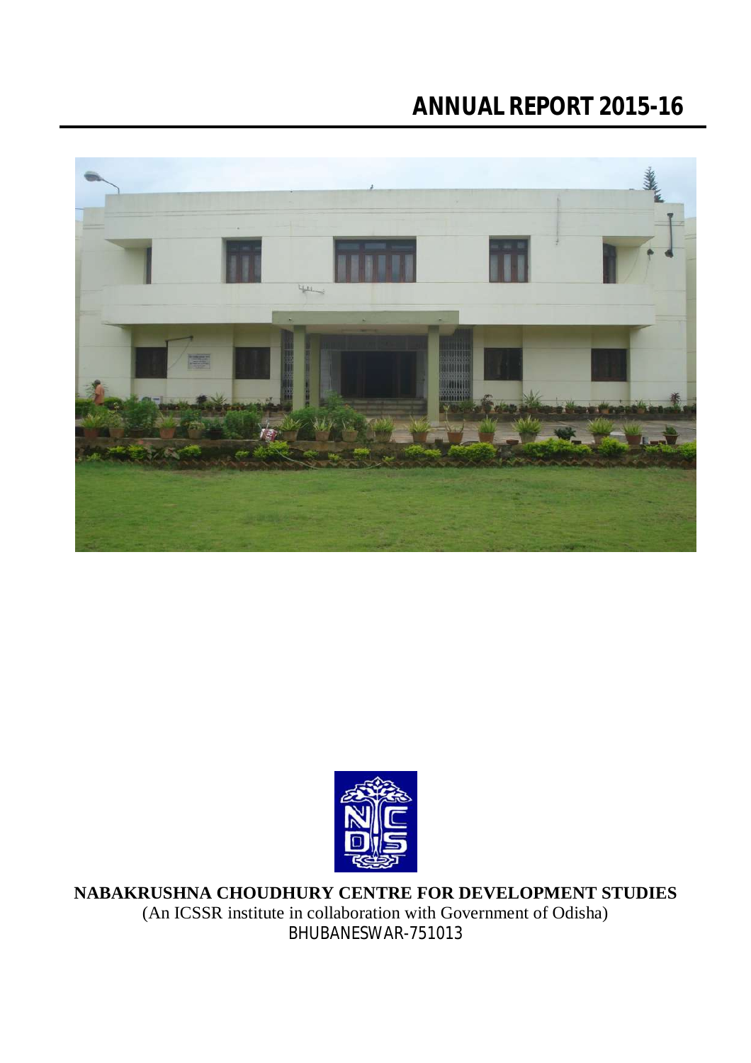# ANNUAL REPORT 2015-16

**NABAKRUSHNA CHOUDHURY CENTRE FOR DEVELOPMENT STUDIES**

(An ICSSR institute in collaboration with Government of Odisha)

BHUBANESWAR-751013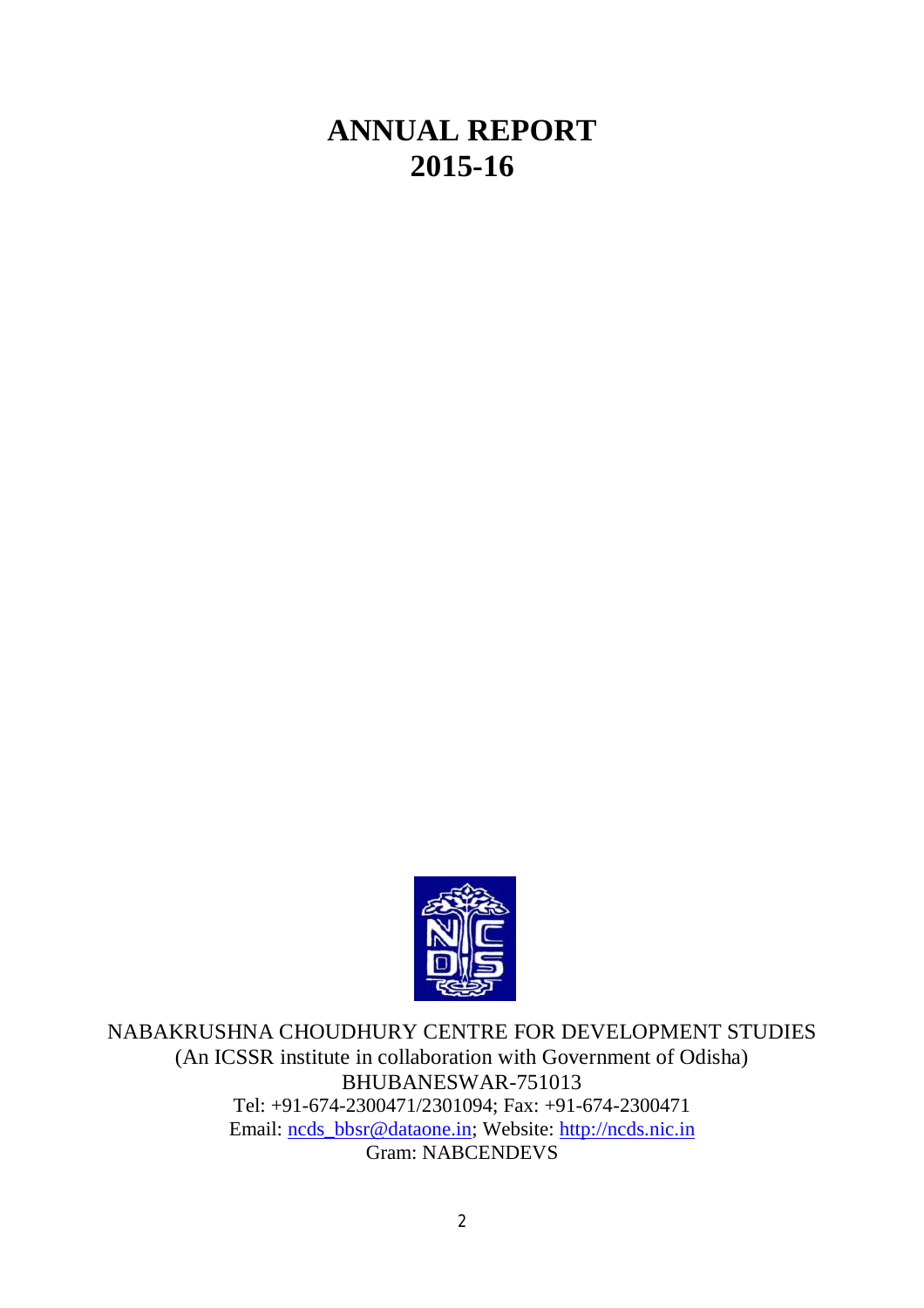# ANNUAL REPORT
# 2015-16

NABAKRUSHNA CHOUDHURY CENTRE FOR DEVELOPMENT STUDIES
(An ICSSR institute in collaboration with Government of Odisha)
BHUBANESWAR-751013
Tel: +91-674-2300471/2301094; Fax: +91-674-2300471
Email: ncds_bbsr@dataone.in; Website: http://ncds.nic.in
Gram: NABCENDEVS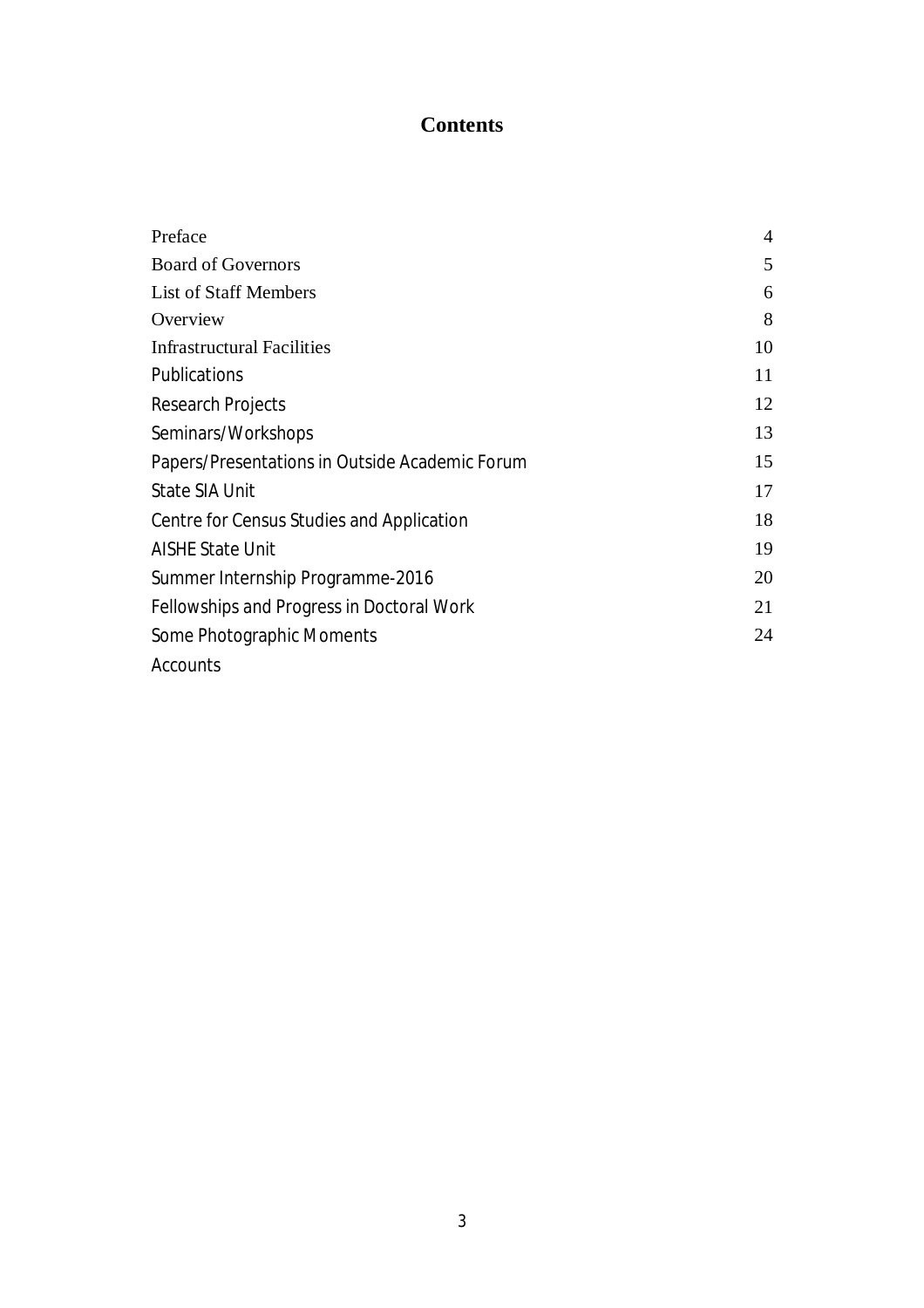# Contents

| | |
|---|---|
| Preface | 4 |
| Board of Governors | 5 |
| List of Staff Members | 6 |
| Overview | 8 |
| Infrastructural Facilities | 10 |
| Publications | 11 |
| Research Projects | 12 |
| Seminars/Workshops | 13 |
| Papers/Presentations in Outside Academic Forum | 15 |
| State SIA Unit | 17 |
| Centre for Census Studies and Application | 18 |
| AISHE State Unit | 19 |
| Summer Internship Programme-2016 | 20 |
| Fellowships and Progress in Doctoral Work | 21 |
| Some Photographic Moments | 24 |
| Accounts | |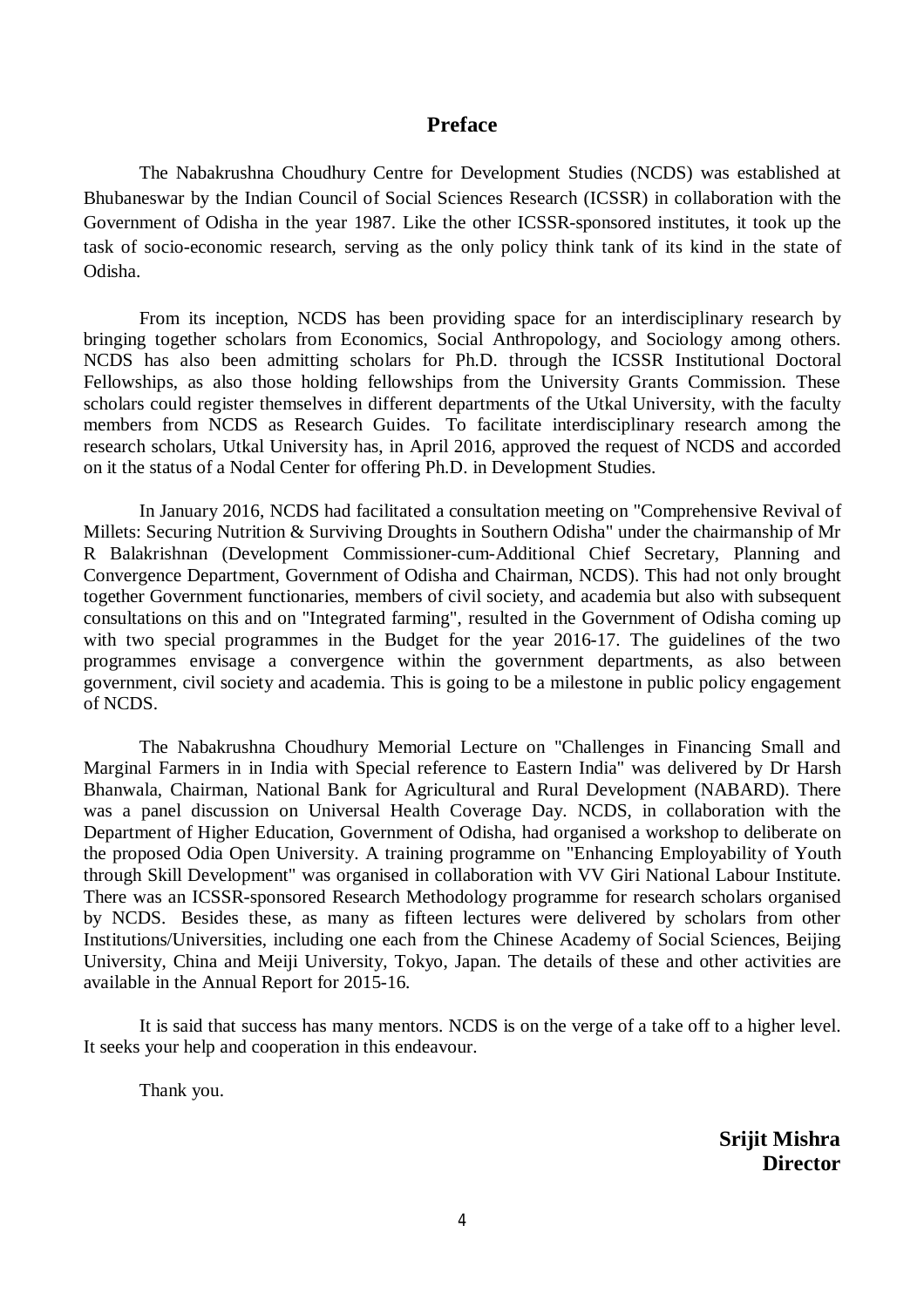# Preface

The Nabakrushna Choudhury Centre for Development Studies (NCDS) was established at Bhubaneswar by the Indian Council of Social Sciences Research (ICSSR) in collaboration with the Government of Odisha in the year 1987. Like the other ICSSR-sponsored institutes, it took up the task of socio-economic research, serving as the only policy think tank of its kind in the state of Odisha.

From its inception, NCDS has been providing space for an interdisciplinary research by bringing together scholars from Economics, Social Anthropology, and Sociology among others. NCDS has also been admitting scholars for Ph.D. through the ICSSR Institutional Doctoral Fellowships, as also those holding fellowships from the University Grants Commission. These scholars could register themselves in different departments of the Utkal University, with the faculty members from NCDS as Research Guides. To facilitate interdisciplinary research among the research scholars, Utkal University has, in April 2016, approved the request of NCDS and accorded on it the status of a Nodal Center for offering Ph.D. in Development Studies.

In January 2016, NCDS had facilitated a consultation meeting on "Comprehensive Revival of Millets: Securing Nutrition & Surviving Droughts in Southern Odisha" under the chairmanship of Mr R Balakrishnan (Development Commissioner-cum-Additional Chief Secretary, Planning and Convergence Department, Government of Odisha and Chairman, NCDS). This had not only brought together Government functionaries, members of civil society, and academia but also with subsequent consultations on this and on "Integrated farming", resulted in the Government of Odisha coming up with two special programmes in the Budget for the year 2016-17. The guidelines of the two programmes envisage a convergence within the government departments, as also between government, civil society and academia. This is going to be a milestone in public policy engagement of NCDS.

The Nabakrushna Choudhury Memorial Lecture on "Challenges in Financing Small and Marginal Farmers in in India with Special reference to Eastern India" was delivered by Dr Harsh Bhanwala, Chairman, National Bank for Agricultural and Rural Development (NABARD). There was a panel discussion on Universal Health Coverage Day. NCDS, in collaboration with the Department of Higher Education, Government of Odisha, had organised a workshop to deliberate on the proposed Odia Open University. A training programme on "Enhancing Employability of Youth through Skill Development" was organised in collaboration with VV Giri National Labour Institute. There was an ICSSR-sponsored Research Methodology programme for research scholars organised by NCDS. Besides these, as many as fifteen lectures were delivered by scholars from other Institutions/Universities, including one each from the Chinese Academy of Social Sciences, Beijing University, China and Meiji University, Tokyo, Japan. The details of these and other activities are available in the Annual Report for 2015-16.

It is said that success has many mentors. NCDS is on the verge of a take off to a higher level. It seeks your help and cooperation in this endeavour.

Thank you.

**Srijit Mishra**
**Director**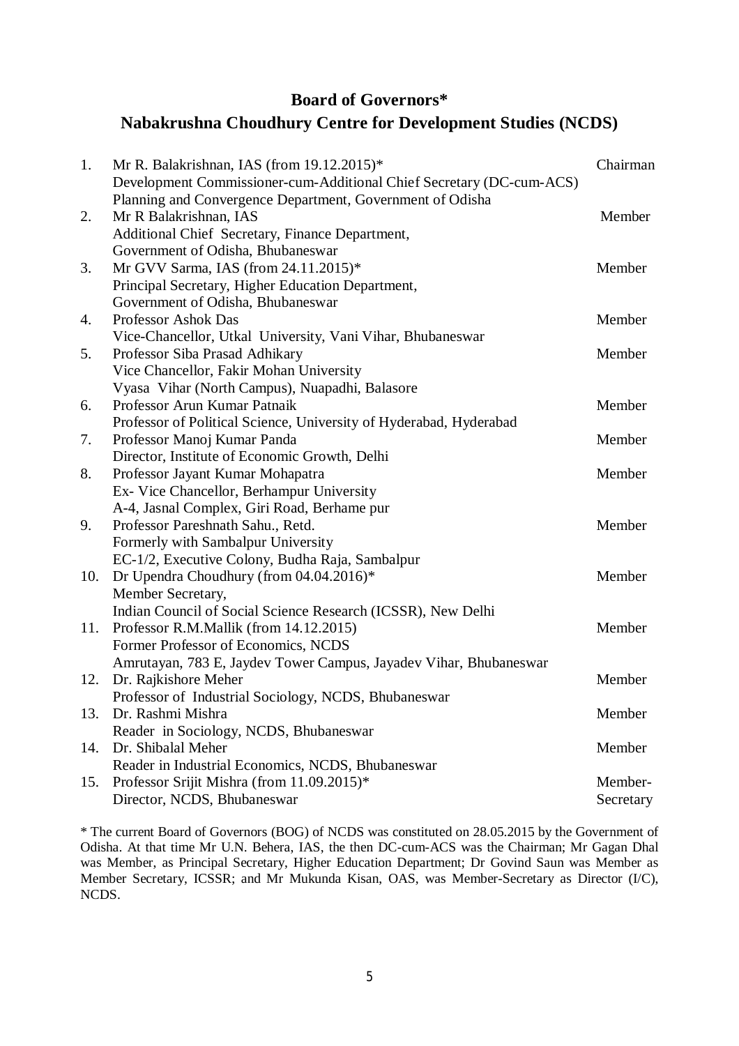# Board of Governors*

## Nabakrushna Choudhury Centre for Development Studies (NCDS)

| | | |
|---|---|---|
| 1. | Mr R. Balakrishnan, IAS (from 19.12.2015)*<br>Development Commissioner-cum-Additional Chief Secretary (DC-cum-ACS)<br>Planning and Convergence Department, Government of Odisha | Chairman |
| 2. | Mr R Balakrishnan, IAS<br>Additional Chief Secretary, Finance Department,<br>Government of Odisha, Bhubaneswar | Member |
| 3. | Mr GVV Sarma, IAS (from 24.11.2015)*<br>Principal Secretary, Higher Education Department,<br>Government of Odisha, Bhubaneswar | Member |
| 4. | Professor Ashok Das<br>Vice-Chancellor, Utkal University, Vani Vihar, Bhubaneswar | Member |
| 5. | Professor Siba Prasad Adhikary<br>Vice Chancellor, Fakir Mohan University<br>Vyasa Vihar (North Campus), Nuapadhi, Balasore | Member |
| 6. | Professor Arun Kumar Patnaik<br>Professor of Political Science, University of Hyderabad, Hyderabad | Member |
| 7. | Professor Manoj Kumar Panda<br>Director, Institute of Economic Growth, Delhi | Member |
| 8. | Professor Jayant Kumar Mohapatra<br>Ex- Vice Chancellor, Berhampur University<br>A-4, Jasnal Complex, Giri Road, Berhame pur | Member |
| 9. | Professor Pareshnath Sahu., Retd.<br>Formerly with Sambalpur University<br>EC-1/2, Executive Colony, Budha Raja, Sambalpur | Member |
| 10. | Dr Upendra Choudhury (from 04.04.2016)*<br>Member Secretary,<br>Indian Council of Social Science Research (ICSSR), New Delhi | Member |
| 11. | Professor R.M.Mallik (from 14.12.2015)<br>Former Professor of Economics, NCDS<br>Amrutayan, 783 E, Jaydev Tower Campus, Jayadev Vihar, Bhubaneswar | Member |
| 12. | Dr. Rajkishore Meher<br>Professor of Industrial Sociology, NCDS, Bhubaneswar | Member |
| 13. | Dr. Rashmi Mishra<br>Reader in Sociology, NCDS, Bhubaneswar | Member |
| 14. | Dr. Shibalal Meher<br>Reader in Industrial Economics, NCDS, Bhubaneswar | Member |
| 15. | Professor Srijit Mishra (from 11.09.2015)*<br>Director, NCDS, Bhubaneswar | Member-Secretary |

* The current Board of Governors (BOG) of NCDS was constituted on 28.05.2015 by the Government of Odisha. At that time Mr U.N. Behera, IAS, the then DC-cum-ACS was the Chairman; Mr Gagan Dhal was Member, as Principal Secretary, Higher Education Department; Dr Govind Saun was Member as Member Secretary, ICSSR; and Mr Mukunda Kisan, OAS, was Member-Secretary as Director (I/C), NCDS.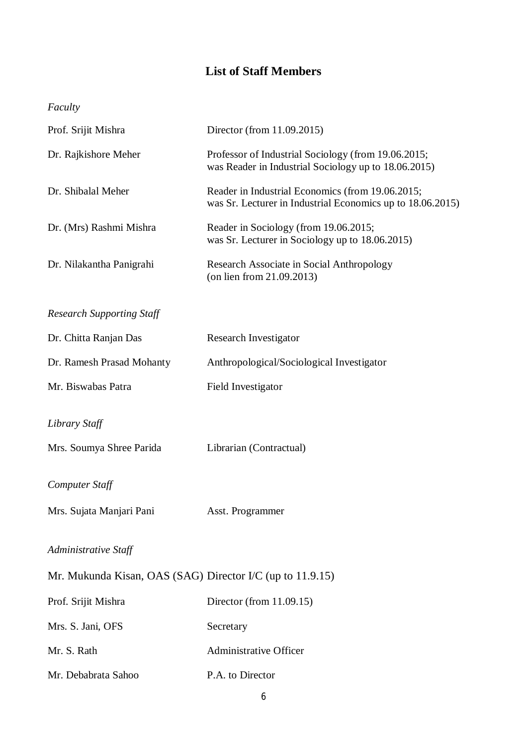## List of Staff Members

*Faculty*

| | |
|---|---|
| Prof. Srijit Mishra | Director (from 11.09.2015) |
| Dr. Rajkishore Meher | Professor of Industrial Sociology (from 19.06.2015; was Reader in Industrial Sociology up to 18.06.2015) |
| Dr. Shibalal Meher | Reader in Industrial Economics (from 19.06.2015; was Sr. Lecturer in Industrial Economics up to 18.06.2015) |
| Dr. (Mrs) Rashmi Mishra | Reader in Sociology (from 19.06.2015; was Sr. Lecturer in Sociology up to 18.06.2015) |
| Dr. Nilakantha Panigrahi | Research Associate in Social Anthropology (on lien from 21.09.2013) |

*Research Supporting Staff*

| | |
|---|---|
| Dr. Chitta Ranjan Das | Research Investigator |
| Dr. Ramesh Prasad Mohanty | Anthropological/Sociological Investigator |
| Mr. Biswabas Patra | Field Investigator |

*Library Staff*

| | |
|---|---|
| Mrs. Soumya Shree Parida | Librarian (Contractual) |

*Computer Staff*

| | |
|---|---|
| Mrs. Sujata Manjari Pani | Asst. Programmer |

*Administrative Staff*

| | |
|---|---|
| Mr. Mukunda Kisan, OAS (SAG) | Director I/C (up to 11.9.15) |
| Prof. Srijit Mishra | Director (from 11.09.15) |
| Mrs. S. Jani, OFS | Secretary |
| Mr. S. Rath | Administrative Officer |
| Mr. Debabrata Sahoo | P.A. to Director |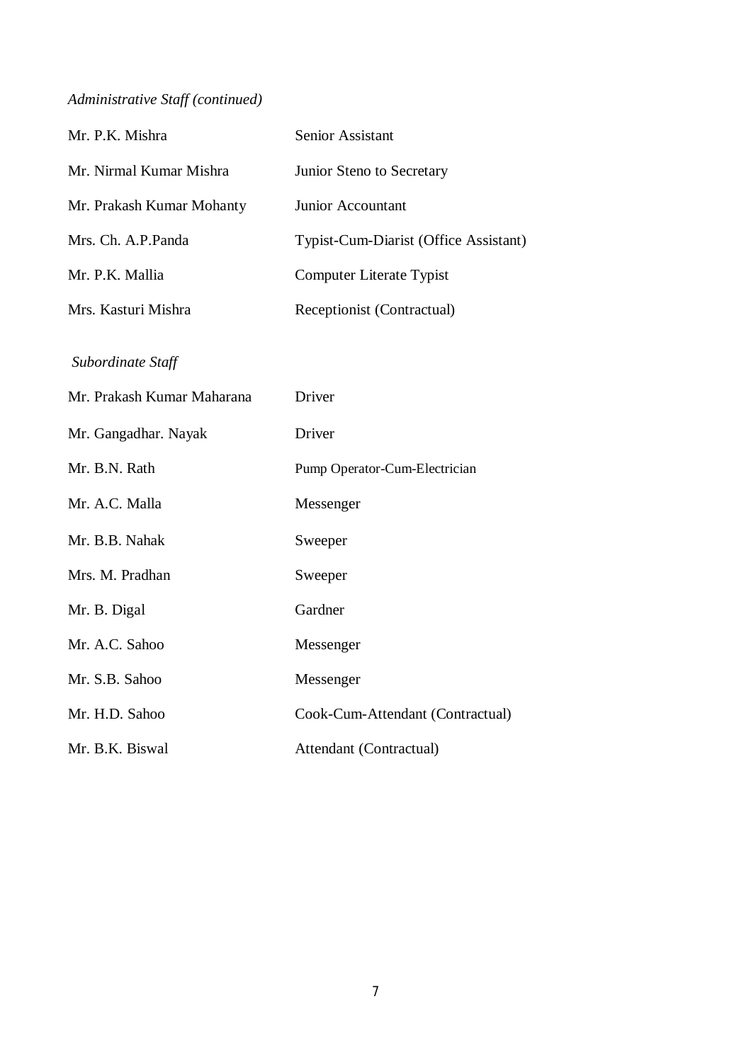*Administrative Staff (continued)*

| | |
|---|---|
| Mr. P.K. Mishra | Senior Assistant |
| Mr. Nirmal Kumar Mishra | Junior Steno to Secretary |
| Mr. Prakash Kumar Mohanty | Junior Accountant |
| Mrs. Ch. A.P.Panda | Typist-Cum-Diarist (Office Assistant) |
| Mr. P.K. Mallia | Computer Literate Typist |
| Mrs. Kasturi Mishra | Receptionist (Contractual) |

*Subordinate Staff*

| | |
|---|---|
| Mr. Prakash Kumar Maharana | Driver |
| Mr. Gangadhar. Nayak | Driver |
| Mr. B.N. Rath | Pump Operator-Cum-Electrician |
| Mr. A.C. Malla | Messenger |
| Mr. B.B. Nahak | Sweeper |
| Mrs. M. Pradhan | Sweeper |
| Mr. B. Digal | Gardner |
| Mr. A.C. Sahoo | Messenger |
| Mr. S.B. Sahoo | Messenger |
| Mr. H.D. Sahoo | Cook-Cum-Attendant (Contractual) |
| Mr. B.K. Biswal | Attendant (Contractual) |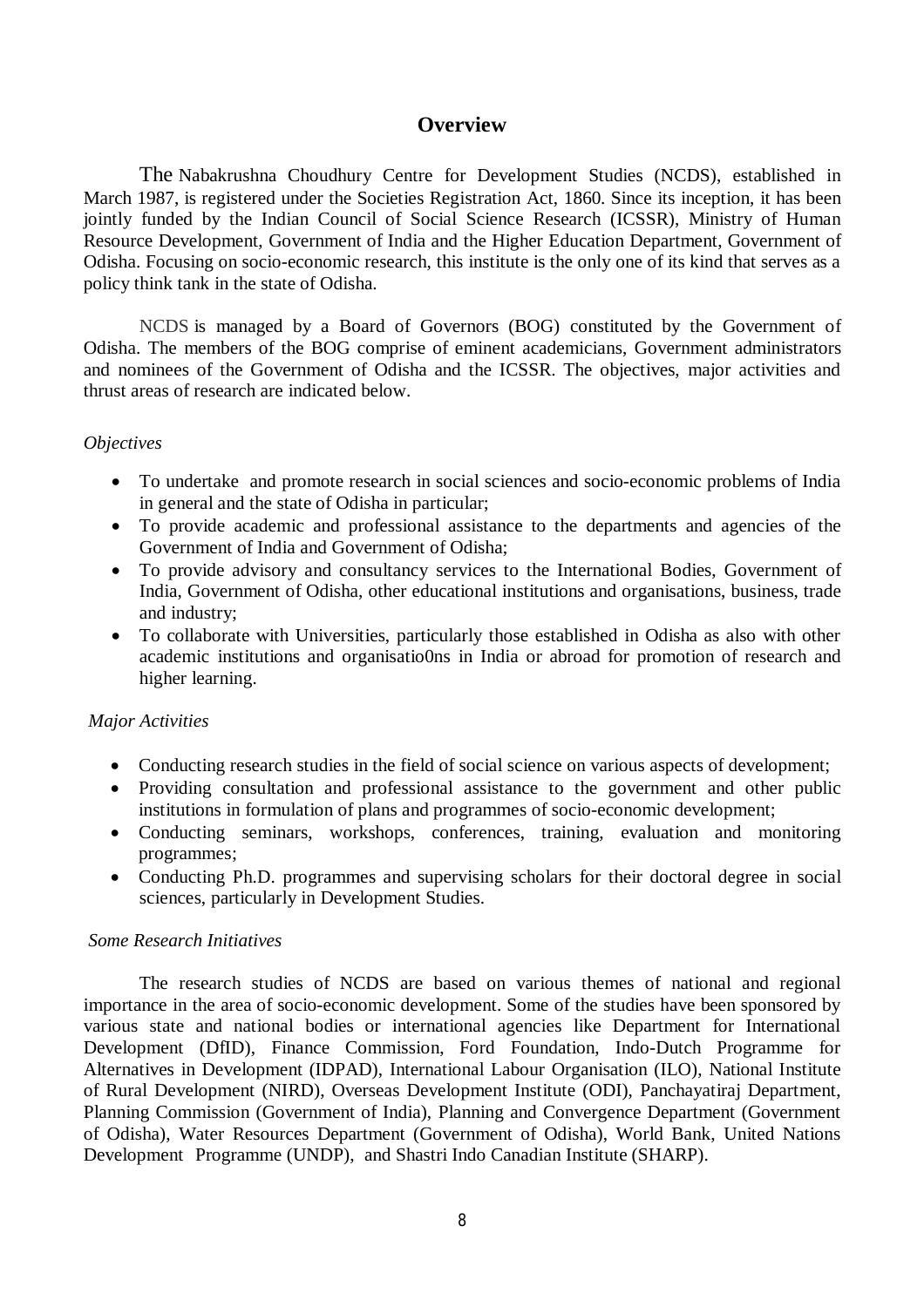## Overview

The Nabakrushna Choudhury Centre for Development Studies (NCDS), established in March 1987, is registered under the Societies Registration Act, 1860. Since its inception, it has been jointly funded by the Indian Council of Social Science Research (ICSSR), Ministry of Human Resource Development, Government of India and the Higher Education Department, Government of Odisha. Focusing on socio-economic research, this institute is the only one of its kind that serves as a policy think tank in the state of Odisha.

NCDS is managed by a Board of Governors (BOG) constituted by the Government of Odisha. The members of the BOG comprise of eminent academicians, Government administrators and nominees of the Government of Odisha and the ICSSR. The objectives, major activities and thrust areas of research are indicated below.

*Objectives*

- To undertake and promote research in social sciences and socio-economic problems of India in general and the state of Odisha in particular;
- To provide academic and professional assistance to the departments and agencies of the Government of India and Government of Odisha;
- To provide advisory and consultancy services to the International Bodies, Government of India, Government of Odisha, other educational institutions and organisations, business, trade and industry;
- To collaborate with Universities, particularly those established in Odisha as also with other academic institutions and organisatio0ns in India or abroad for promotion of research and higher learning.

*Major Activities*

- Conducting research studies in the field of social science on various aspects of development;
- Providing consultation and professional assistance to the government and other public institutions in formulation of plans and programmes of socio-economic development;
- Conducting seminars, workshops, conferences, training, evaluation and monitoring programmes;
- Conducting Ph.D. programmes and supervising scholars for their doctoral degree in social sciences, particularly in Development Studies.

*Some Research Initiatives*

The research studies of NCDS are based on various themes of national and regional importance in the area of socio-economic development. Some of the studies have been sponsored by various state and national bodies or international agencies like Department for International Development (DfID), Finance Commission, Ford Foundation, Indo-Dutch Programme for Alternatives in Development (IDPAD), International Labour Organisation (ILO), National Institute of Rural Development (NIRD), Overseas Development Institute (ODI), Panchayatiraj Department, Planning Commission (Government of India), Planning and Convergence Department (Government of Odisha), Water Resources Department (Government of Odisha), World Bank, United Nations Development Programme (UNDP), and Shastri Indo Canadian Institute (SHARP).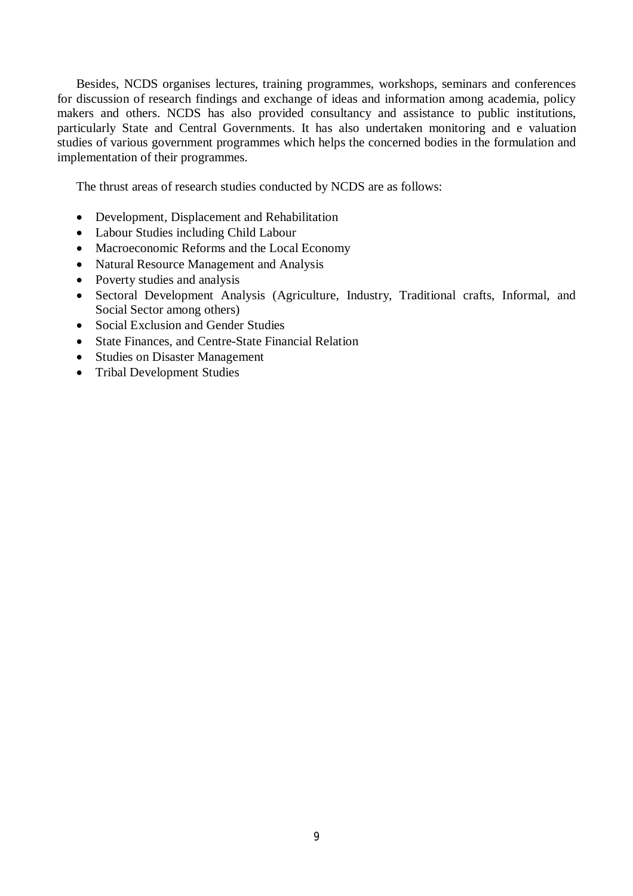Besides, NCDS organises lectures, training programmes, workshops, seminars and conferences for discussion of research findings and exchange of ideas and information among academia, policy makers and others. NCDS has also provided consultancy and assistance to public institutions, particularly State and Central Governments. It has also undertaken monitoring and e valuation studies of various government programmes which helps the concerned bodies in the formulation and implementation of their programmes.

The thrust areas of research studies conducted by NCDS are as follows:

- Development, Displacement and Rehabilitation
- Labour Studies including Child Labour
- Macroeconomic Reforms and the Local Economy
- Natural Resource Management and Analysis
- Poverty studies and analysis
- Sectoral Development Analysis (Agriculture, Industry, Traditional crafts, Informal, and Social Sector among others)
- Social Exclusion and Gender Studies
- State Finances, and Centre-State Financial Relation
- Studies on Disaster Management
- Tribal Development Studies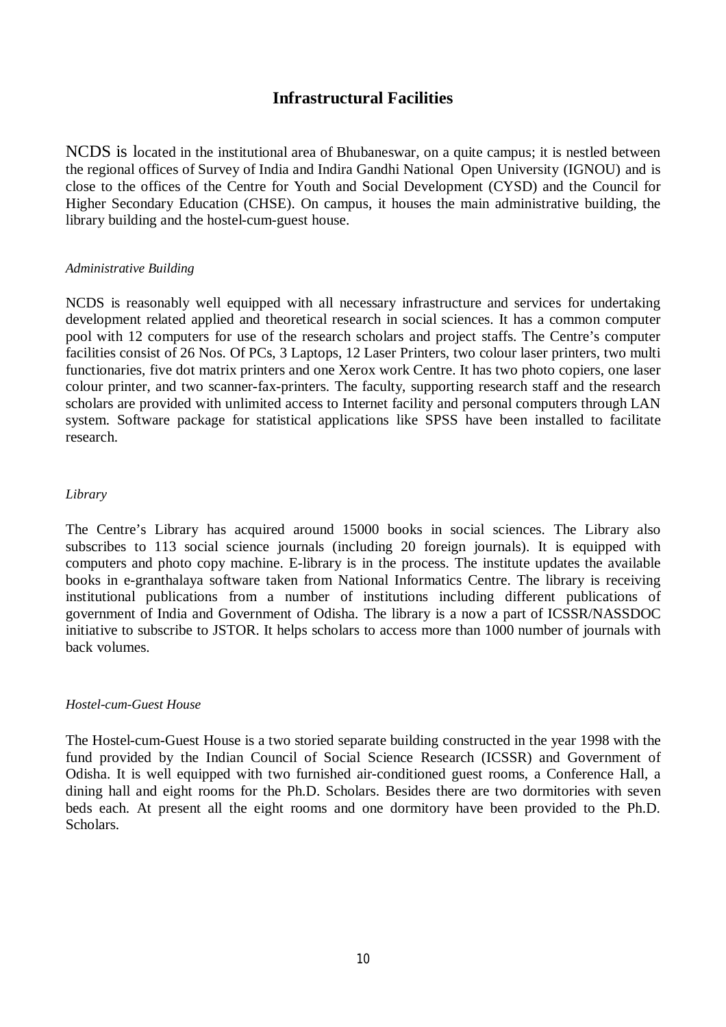# Infrastructural Facilities

NCDS is located in the institutional area of Bhubaneswar, on a quite campus; it is nestled between the regional offices of Survey of India and Indira Gandhi National Open University (IGNOU) and is close to the offices of the Centre for Youth and Social Development (CYSD) and the Council for Higher Secondary Education (CHSE). On campus, it houses the main administrative building, the library building and the hostel-cum-guest house.

*Administrative Building*

NCDS is reasonably well equipped with all necessary infrastructure and services for undertaking development related applied and theoretical research in social sciences. It has a common computer pool with 12 computers for use of the research scholars and project staffs. The Centre's computer facilities consist of 26 Nos. Of PCs, 3 Laptops, 12 Laser Printers, two colour laser printers, two multi functionaries, five dot matrix printers and one Xerox work Centre. It has two photo copiers, one laser colour printer, and two scanner-fax-printers. The faculty, supporting research staff and the research scholars are provided with unlimited access to Internet facility and personal computers through LAN system. Software package for statistical applications like SPSS have been installed to facilitate research.

*Library*

The Centre's Library has acquired around 15000 books in social sciences. The Library also subscribes to 113 social science journals (including 20 foreign journals). It is equipped with computers and photo copy machine. E-library is in the process. The institute updates the available books in e-granthalaya software taken from National Informatics Centre. The library is receiving institutional publications from a number of institutions including different publications of government of India and Government of Odisha. The library is a now a part of ICSSR/NASSDOC initiative to subscribe to JSTOR. It helps scholars to access more than 1000 number of journals with back volumes.

*Hostel-cum-Guest House*

The Hostel-cum-Guest House is a two storied separate building constructed in the year 1998 with the fund provided by the Indian Council of Social Science Research (ICSSR) and Government of Odisha. It is well equipped with two furnished air-conditioned guest rooms, a Conference Hall, a dining hall and eight rooms for the Ph.D. Scholars. Besides there are two dormitories with seven beds each. At present all the eight rooms and one dormitory have been provided to the Ph.D. Scholars.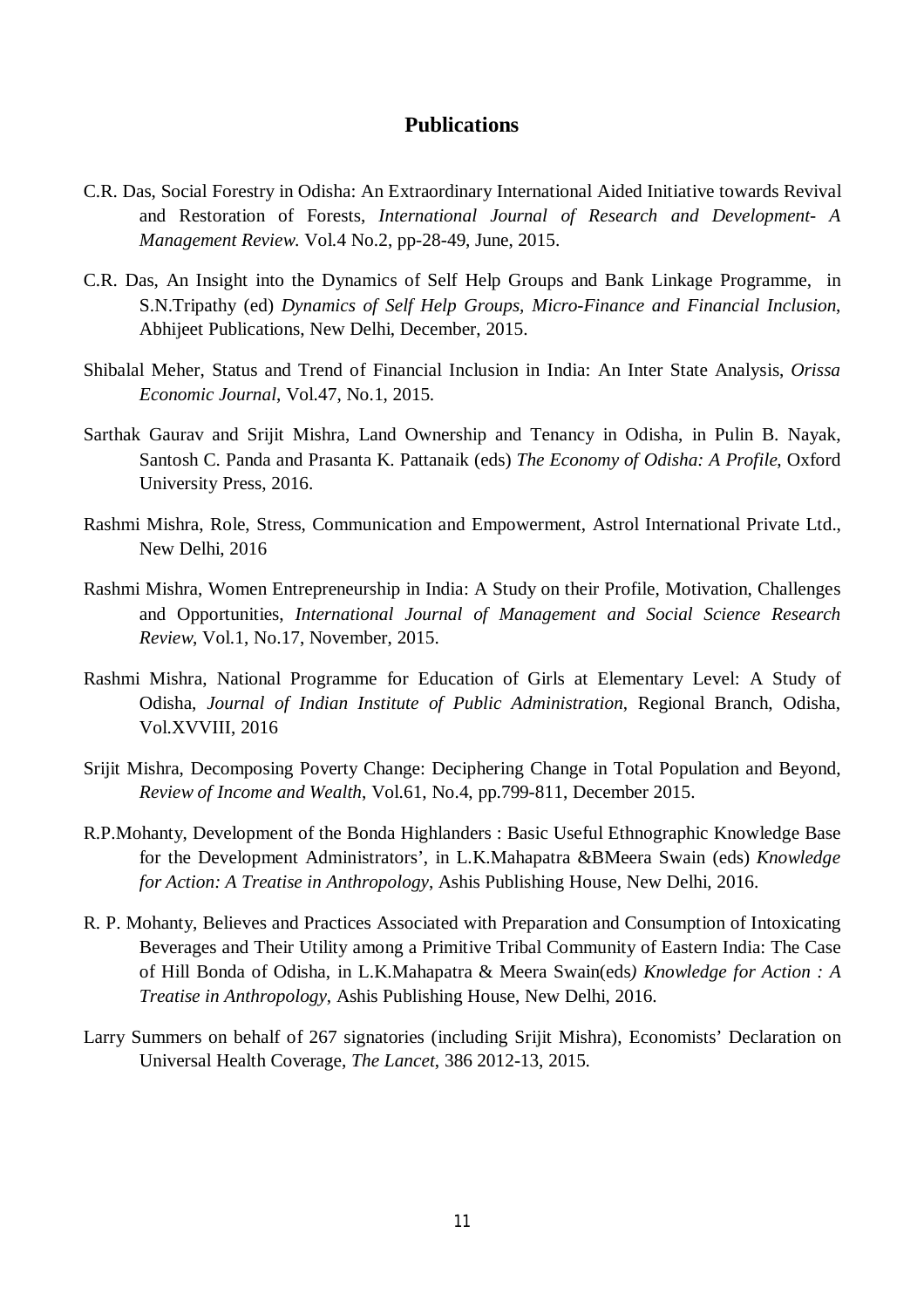## Publications

C.R. Das, Social Forestry in Odisha: An Extraordinary International Aided Initiative towards Revival and Restoration of Forests, *International Journal of Research and Development- A Management Review*. Vol.4 No.2, pp-28-49, June, 2015.

C.R. Das, An Insight into the Dynamics of Self Help Groups and Bank Linkage Programme, in S.N.Tripathy (ed) *Dynamics of Self Help Groups, Micro-Finance and Financial Inclusion*, Abhijeet Publications, New Delhi, December, 2015.

Shibalal Meher, Status and Trend of Financial Inclusion in India: An Inter State Analysis, *Orissa Economic Journal*, Vol.47, No.1, 2015.

Sarthak Gaurav and Srijit Mishra, Land Ownership and Tenancy in Odisha, in Pulin B. Nayak, Santosh C. Panda and Prasanta K. Pattanaik (eds) *The Economy of Odisha: A Profile*, Oxford University Press, 2016.

Rashmi Mishra, Role, Stress, Communication and Empowerment, Astrol International Private Ltd., New Delhi, 2016

Rashmi Mishra, Women Entrepreneurship in India: A Study on their Profile, Motivation, Challenges and Opportunities, *International Journal of Management and Social Science Research Review*, Vol.1, No.17, November, 2015.

Rashmi Mishra, National Programme for Education of Girls at Elementary Level: A Study of Odisha, *Journal of Indian Institute of Public Administration*, Regional Branch, Odisha, Vol.XVVIII, 2016

Srijit Mishra, Decomposing Poverty Change: Deciphering Change in Total Population and Beyond, *Review of Income and Wealth*, Vol.61, No.4, pp.799-811, December 2015.

R.P.Mohanty, Development of the Bonda Highlanders : Basic Useful Ethnographic Knowledge Base for the Development Administrators', in L.K.Mahapatra &BMeera Swain (eds) *Knowledge for Action: A Treatise in Anthropology*, Ashis Publishing House, New Delhi, 2016.

R. P. Mohanty, Believes and Practices Associated with Preparation and Consumption of Intoxicating Beverages and Their Utility among a Primitive Tribal Community of Eastern India: The Case of Hill Bonda of Odisha, in L.K.Mahapatra & Meera Swain(eds*) Knowledge for Action : A Treatise in Anthropology*, Ashis Publishing House, New Delhi, 2016.

Larry Summers on behalf of 267 signatories (including Srijit Mishra), Economists' Declaration on Universal Health Coverage, *The Lancet*, 386 2012-13, 2015.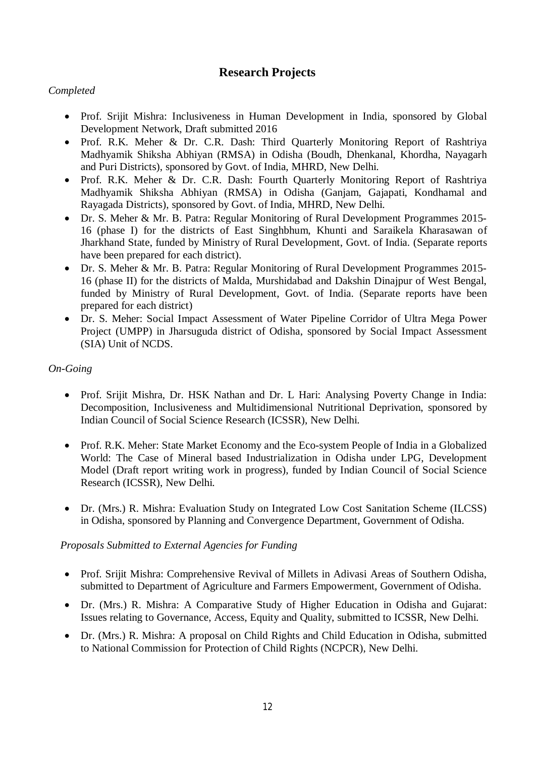## Research Projects

*Completed*

- Prof. Srijit Mishra: Inclusiveness in Human Development in India, sponsored by Global Development Network, Draft submitted 2016
- Prof. R.K. Meher & Dr. C.R. Dash: Third Quarterly Monitoring Report of Rashtriya Madhyamik Shiksha Abhiyan (RMSA) in Odisha (Boudh, Dhenkanal, Khordha, Nayagarh and Puri Districts), sponsored by Govt. of India, MHRD, New Delhi.
- Prof. R.K. Meher & Dr. C.R. Dash: Fourth Quarterly Monitoring Report of Rashtriya Madhyamik Shiksha Abhiyan (RMSA) in Odisha (Ganjam, Gajapati, Kondhamal and Rayagada Districts), sponsored by Govt. of India, MHRD, New Delhi.
- Dr. S. Meher & Mr. B. Patra: Regular Monitoring of Rural Development Programmes 2015-16 (phase I) for the districts of East Singhbhum, Khunti and Saraikela Kharasawan of Jharkhand State, funded by Ministry of Rural Development, Govt. of India. (Separate reports have been prepared for each district).
- Dr. S. Meher & Mr. B. Patra: Regular Monitoring of Rural Development Programmes 2015-16 (phase II) for the districts of Malda, Murshidabad and Dakshin Dinajpur of West Bengal, funded by Ministry of Rural Development, Govt. of India. (Separate reports have been prepared for each district)
- Dr. S. Meher: Social Impact Assessment of Water Pipeline Corridor of Ultra Mega Power Project (UMPP) in Jharsuguda district of Odisha, sponsored by Social Impact Assessment (SIA) Unit of NCDS.

*On-Going*

- Prof. Srijit Mishra, Dr. HSK Nathan and Dr. L Hari: Analysing Poverty Change in India: Decomposition, Inclusiveness and Multidimensional Nutritional Deprivation, sponsored by Indian Council of Social Science Research (ICSSR), New Delhi.

- Prof. R.K. Meher: State Market Economy and the Eco-system People of India in a Globalized World: The Case of Mineral based Industrialization in Odisha under LPG, Development Model (Draft report writing work in progress), funded by Indian Council of Social Science Research (ICSSR), New Delhi.

- Dr. (Mrs.) R. Mishra: Evaluation Study on Integrated Low Cost Sanitation Scheme (ILCSS) in Odisha, sponsored by Planning and Convergence Department, Government of Odisha.

*Proposals Submitted to External Agencies for Funding*

- Prof. Srijit Mishra: Comprehensive Revival of Millets in Adivasi Areas of Southern Odisha, submitted to Department of Agriculture and Farmers Empowerment, Government of Odisha.
- Dr. (Mrs.) R. Mishra: A Comparative Study of Higher Education in Odisha and Gujarat: Issues relating to Governance, Access, Equity and Quality, submitted to ICSSR, New Delhi.
- Dr. (Mrs.) R. Mishra: A proposal on Child Rights and Child Education in Odisha, submitted to National Commission for Protection of Child Rights (NCPCR), New Delhi.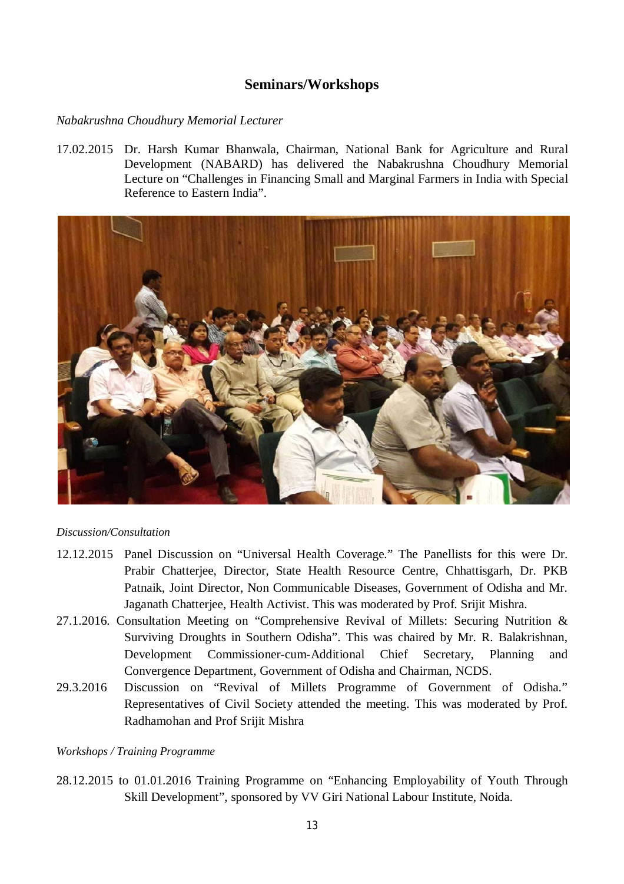## Seminars/Workshops

*Nabakrushna Choudhury Memorial Lecturer*

17.02.2015 Dr. Harsh Kumar Bhanwala, Chairman, National Bank for Agriculture and Rural Development (NABARD) has delivered the Nabakrushna Choudhury Memorial Lecture on "Challenges in Financing Small and Marginal Farmers in India with Special Reference to Eastern India".

*Discussion/Consultation*

12.12.2015 Panel Discussion on "Universal Health Coverage." The Panellists for this were Dr. Prabir Chatterjee, Director, State Health Resource Centre, Chhattisgarh, Dr. PKB Patnaik, Joint Director, Non Communicable Diseases, Government of Odisha and Mr. Jaganath Chatterjee, Health Activist. This was moderated by Prof. Srijit Mishra.

27.1.2016. Consultation Meeting on "Comprehensive Revival of Millets: Securing Nutrition & Surviving Droughts in Southern Odisha". This was chaired by Mr. R. Balakrishnan, Development Commissioner-cum-Additional Chief Secretary, Planning and Convergence Department, Government of Odisha and Chairman, NCDS.

29.3.2016 Discussion on "Revival of Millets Programme of Government of Odisha." Representatives of Civil Society attended the meeting. This was moderated by Prof. Radhamohan and Prof Srijit Mishra

*Workshops / Training Programme*

28.12.2015 to 01.01.2016 Training Programme on "Enhancing Employability of Youth Through Skill Development", sponsored by VV Giri National Labour Institute, Noida.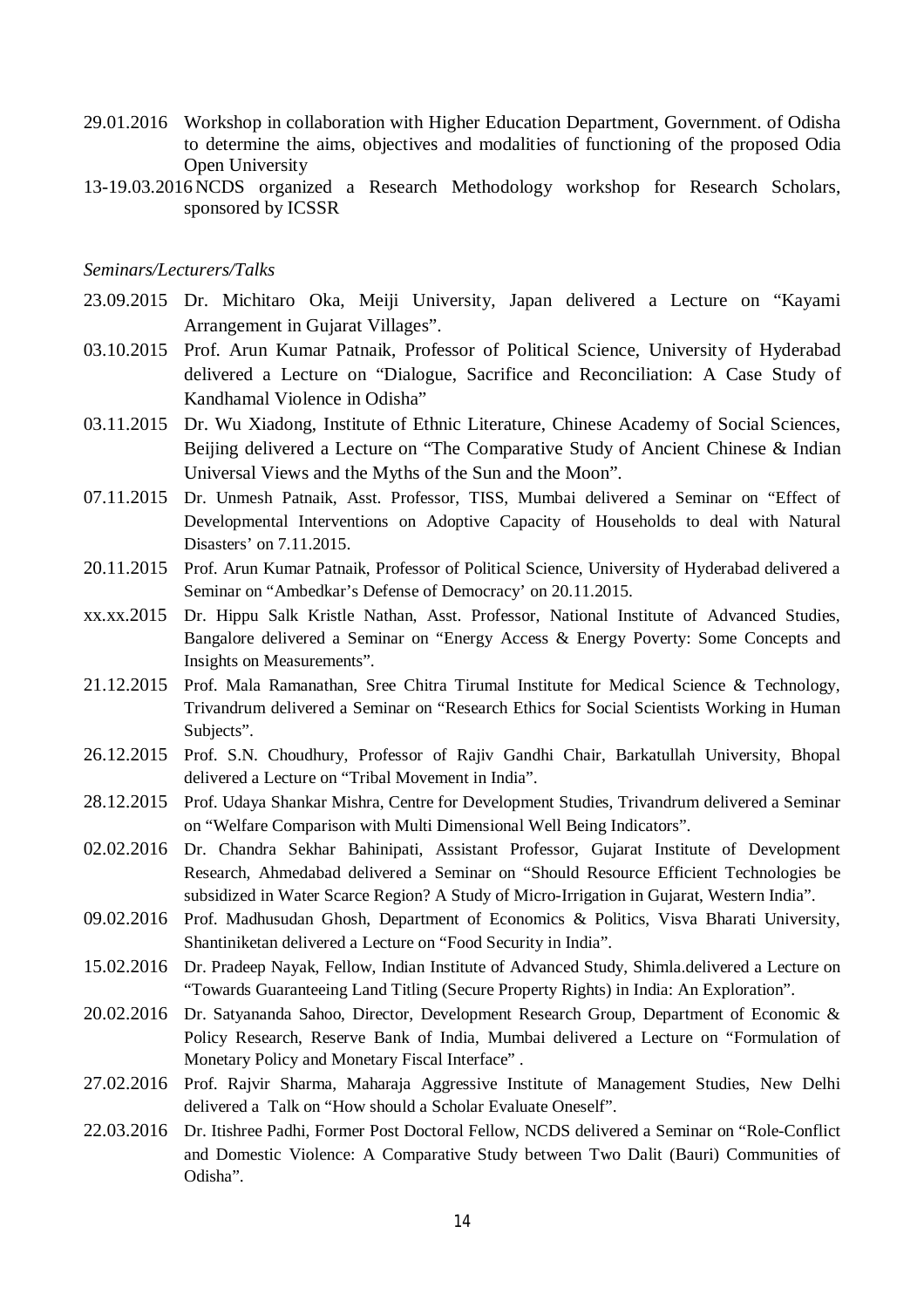29.01.2016 Workshop in collaboration with Higher Education Department, Government. of Odisha to determine the aims, objectives and modalities of functioning of the proposed Odia Open University

13-19.03.2016 NCDS organized a Research Methodology workshop for Research Scholars, sponsored by ICSSR

*Seminars/Lecturers/Talks*

23.09.2015 Dr. Michitaro Oka, Meiji University, Japan delivered a Lecture on "Kayami Arrangement in Gujarat Villages".

03.10.2015 Prof. Arun Kumar Patnaik, Professor of Political Science, University of Hyderabad delivered a Lecture on "Dialogue, Sacrifice and Reconciliation: A Case Study of Kandhamal Violence in Odisha"

03.11.2015 Dr. Wu Xiadong, Institute of Ethnic Literature, Chinese Academy of Social Sciences, Beijing delivered a Lecture on "The Comparative Study of Ancient Chinese & Indian Universal Views and the Myths of the Sun and the Moon".

07.11.2015 Dr. Unmesh Patnaik, Asst. Professor, TISS, Mumbai delivered a Seminar on "Effect of Developmental Interventions on Adoptive Capacity of Households to deal with Natural Disasters' on 7.11.2015.

20.11.2015 Prof. Arun Kumar Patnaik, Professor of Political Science, University of Hyderabad delivered a Seminar on "Ambedkar's Defense of Democracy' on 20.11.2015.

xx.xx.2015 Dr. Hippu Salk Kristle Nathan, Asst. Professor, National Institute of Advanced Studies, Bangalore delivered a Seminar on "Energy Access & Energy Poverty: Some Concepts and Insights on Measurements".

21.12.2015 Prof. Mala Ramanathan, Sree Chitra Tirumal Institute for Medical Science & Technology, Trivandrum delivered a Seminar on "Research Ethics for Social Scientists Working in Human Subjects".

26.12.2015 Prof. S.N. Choudhury, Professor of Rajiv Gandhi Chair, Barkatullah University, Bhopal delivered a Lecture on "Tribal Movement in India".

28.12.2015 Prof. Udaya Shankar Mishra, Centre for Development Studies, Trivandrum delivered a Seminar on "Welfare Comparison with Multi Dimensional Well Being Indicators".

02.02.2016 Dr. Chandra Sekhar Bahinipati, Assistant Professor, Gujarat Institute of Development Research, Ahmedabad delivered a Seminar on "Should Resource Efficient Technologies be subsidized in Water Scarce Region? A Study of Micro-Irrigation in Gujarat, Western India".

09.02.2016 Prof. Madhusudan Ghosh, Department of Economics & Politics, Visva Bharati University, Shantiniketan delivered a Lecture on "Food Security in India".

15.02.2016 Dr. Pradeep Nayak, Fellow, Indian Institute of Advanced Study, Shimla.delivered a Lecture on "Towards Guaranteeing Land Titling (Secure Property Rights) in India: An Exploration".

20.02.2016 Dr. Satyananda Sahoo, Director, Development Research Group, Department of Economic & Policy Research, Reserve Bank of India, Mumbai delivered a Lecture on "Formulation of Monetary Policy and Monetary Fiscal Interface" .

27.02.2016 Prof. Rajvir Sharma, Maharaja Aggressive Institute of Management Studies, New Delhi delivered a Talk on "How should a Scholar Evaluate Oneself".

22.03.2016 Dr. Itishree Padhi, Former Post Doctoral Fellow, NCDS delivered a Seminar on "Role-Conflict and Domestic Violence: A Comparative Study between Two Dalit (Bauri) Communities of Odisha".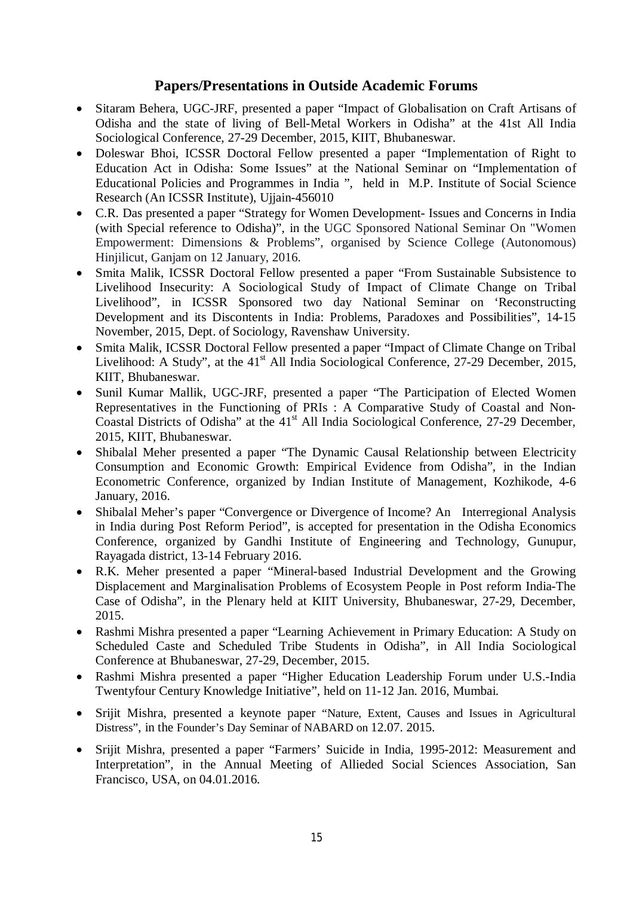## Papers/Presentations in Outside Academic Forums

- Sitaram Behera, UGC-JRF, presented a paper "Impact of Globalisation on Craft Artisans of Odisha and the state of living of Bell-Metal Workers in Odisha" at the 41st All India Sociological Conference, 27-29 December, 2015, KIIT, Bhubaneswar.
- Doleswar Bhoi, ICSSR Doctoral Fellow presented a paper "Implementation of Right to Education Act in Odisha: Some Issues" at the National Seminar on "Implementation of Educational Policies and Programmes in India ", held in M.P. Institute of Social Science Research (An ICSSR Institute), Ujjain-456010
- C.R. Das presented a paper "Strategy for Women Development- Issues and Concerns in India (with Special reference to Odisha)", in the UGC Sponsored National Seminar On "Women Empowerment: Dimensions & Problems", organised by Science College (Autonomous) Hinjilicut, Ganjam on 12 January, 2016.
- Smita Malik, ICSSR Doctoral Fellow presented a paper "From Sustainable Subsistence to Livelihood Insecurity: A Sociological Study of Impact of Climate Change on Tribal Livelihood", in ICSSR Sponsored two day National Seminar on 'Reconstructing Development and its Discontents in India: Problems, Paradoxes and Possibilities", 14-15 November, 2015, Dept. of Sociology, Ravenshaw University.
- Smita Malik, ICSSR Doctoral Fellow presented a paper "Impact of Climate Change on Tribal Livelihood: A Study", at the 41st All India Sociological Conference, 27-29 December, 2015, KIIT, Bhubaneswar.
- Sunil Kumar Mallik, UGC-JRF, presented a paper "The Participation of Elected Women Representatives in the Functioning of PRIs : A Comparative Study of Coastal and Non-Coastal Districts of Odisha" at the 41st All India Sociological Conference, 27-29 December, 2015, KIIT, Bhubaneswar.
- Shibalal Meher presented a paper "The Dynamic Causal Relationship between Electricity Consumption and Economic Growth: Empirical Evidence from Odisha", in the Indian Econometric Conference, organized by Indian Institute of Management, Kozhikode, 4-6 January, 2016.
- Shibalal Meher's paper "Convergence or Divergence of Income? An Interregional Analysis in India during Post Reform Period", is accepted for presentation in the Odisha Economics Conference, organized by Gandhi Institute of Engineering and Technology, Gunupur, Rayagada district, 13-14 February 2016.
- R.K. Meher presented a paper "Mineral-based Industrial Development and the Growing Displacement and Marginalisation Problems of Ecosystem People in Post reform India-The Case of Odisha", in the Plenary held at KIIT University, Bhubaneswar, 27-29, December, 2015.
- Rashmi Mishra presented a paper "Learning Achievement in Primary Education: A Study on Scheduled Caste and Scheduled Tribe Students in Odisha", in All India Sociological Conference at Bhubaneswar, 27-29, December, 2015.
- Rashmi Mishra presented a paper "Higher Education Leadership Forum under U.S.-India Twentyfour Century Knowledge Initiative", held on 11-12 Jan. 2016, Mumbai.
- Srijit Mishra, presented a keynote paper "Nature, Extent, Causes and Issues in Agricultural Distress", in the Founder's Day Seminar of NABARD on 12.07. 2015.
- Srijit Mishra, presented a paper "Farmers' Suicide in India, 1995-2012: Measurement and Interpretation", in the Annual Meeting of Allieded Social Sciences Association, San Francisco, USA, on 04.01.2016.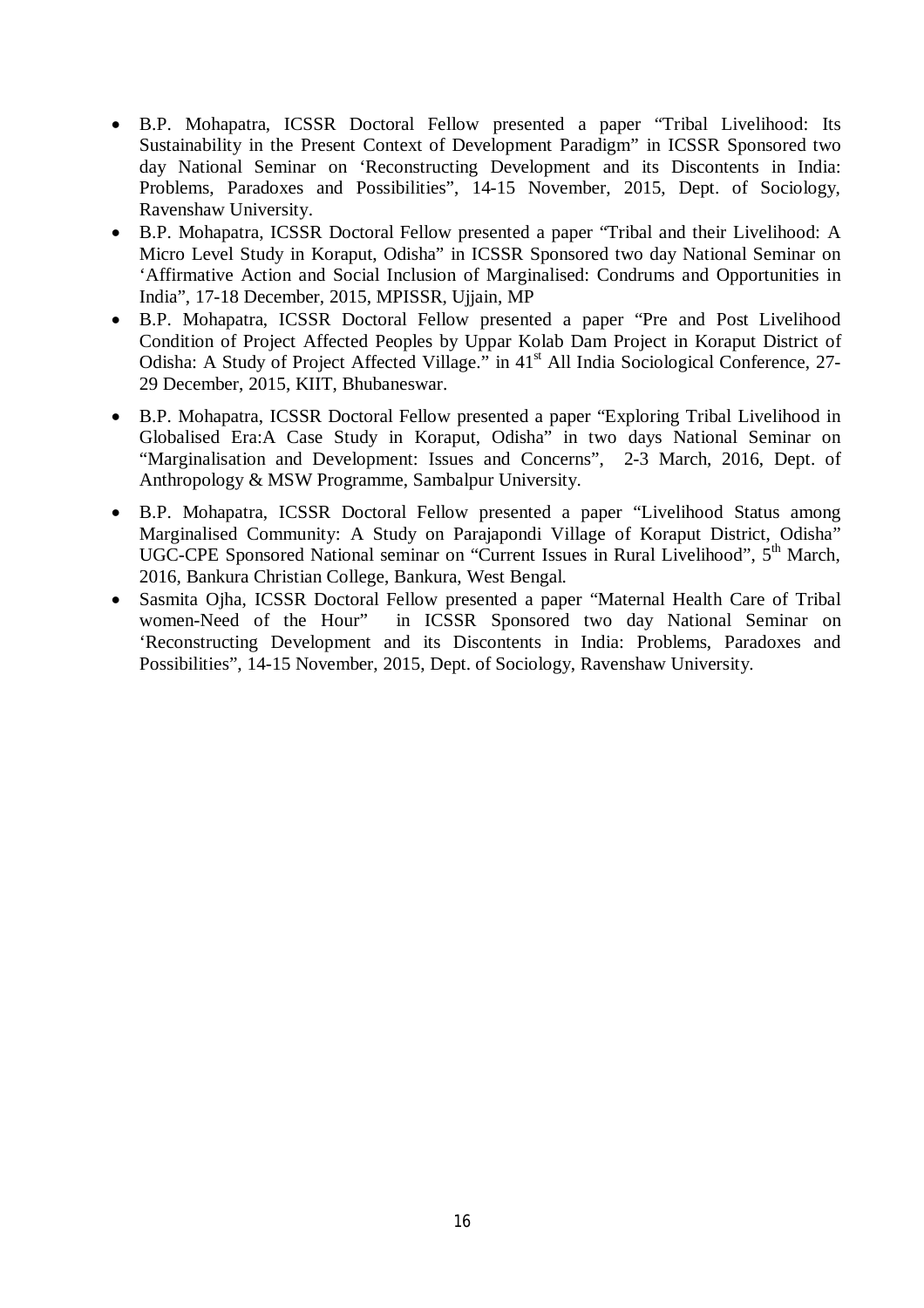- B.P. Mohapatra, ICSSR Doctoral Fellow presented a paper "Tribal Livelihood: Its Sustainability in the Present Context of Development Paradigm" in ICSSR Sponsored two day National Seminar on 'Reconstructing Development and its Discontents in India: Problems, Paradoxes and Possibilities", 14-15 November, 2015, Dept. of Sociology, Ravenshaw University.
- B.P. Mohapatra, ICSSR Doctoral Fellow presented a paper "Tribal and their Livelihood: A Micro Level Study in Koraput, Odisha" in ICSSR Sponsored two day National Seminar on 'Affirmative Action and Social Inclusion of Marginalised: Condrums and Opportunities in India", 17-18 December, 2015, MPISSR, Ujjain, MP
- B.P. Mohapatra, ICSSR Doctoral Fellow presented a paper "Pre and Post Livelihood Condition of Project Affected Peoples by Uppar Kolab Dam Project in Koraput District of Odisha: A Study of Project Affected Village." in 41st All India Sociological Conference, 27-29 December, 2015, KIIT, Bhubaneswar.
- B.P. Mohapatra, ICSSR Doctoral Fellow presented a paper "Exploring Tribal Livelihood in Globalised Era:A Case Study in Koraput, Odisha" in two days National Seminar on "Marginalisation and Development: Issues and Concerns", 2-3 March, 2016, Dept. of Anthropology & MSW Programme, Sambalpur University.
- B.P. Mohapatra, ICSSR Doctoral Fellow presented a paper "Livelihood Status among Marginalised Community: A Study on Parajapondi Village of Koraput District, Odisha" UGC-CPE Sponsored National seminar on "Current Issues in Rural Livelihood", 5th March, 2016, Bankura Christian College, Bankura, West Bengal.
- Sasmita Ojha, ICSSR Doctoral Fellow presented a paper "Maternal Health Care of Tribal women-Need of the Hour" in ICSSR Sponsored two day National Seminar on 'Reconstructing Development and its Discontents in India: Problems, Paradoxes and Possibilities", 14-15 November, 2015, Dept. of Sociology, Ravenshaw University.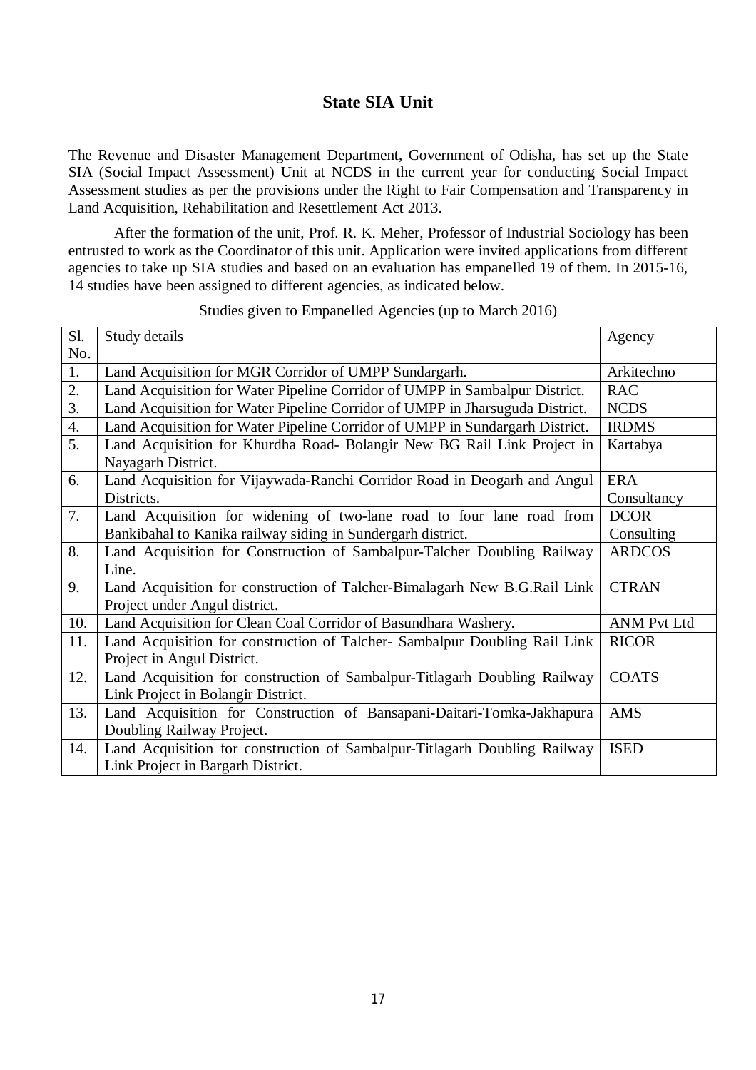## State SIA Unit

The Revenue and Disaster Management Department, Government of Odisha, has set up the State SIA (Social Impact Assessment) Unit at NCDS in the current year for conducting Social Impact Assessment studies as per the provisions under the Right to Fair Compensation and Transparency in Land Acquisition, Rehabilitation and Resettlement Act 2013.

After the formation of the unit, Prof. R. K. Meher, Professor of Industrial Sociology has been entrusted to work as the Coordinator of this unit. Application were invited applications from different agencies to take up SIA studies and based on an evaluation has empanelled 19 of them. In 2015-16, 14 studies have been assigned to different agencies, as indicated below.

Studies given to Empanelled Agencies (up to March 2016)

| Sl. No. | Study details | Agency |
|---|---|---|
| 1. | Land Acquisition for MGR Corridor of UMPP Sundargarh. | Arkitechno |
| 2. | Land Acquisition for Water Pipeline Corridor of UMPP in Sambalpur District. | RAC |
| 3. | Land Acquisition for Water Pipeline Corridor of UMPP in Jharsuguda District. | NCDS |
| 4. | Land Acquisition for Water Pipeline Corridor of UMPP in Sundargarh District. | IRDMS |
| 5. | Land Acquisition for Khurdha Road- Bolangir New BG Rail Link Project in Nayagarh District. | Kartabya |
| 6. | Land Acquisition for Vijaywada-Ranchi Corridor Road in Deogarh and Angul Districts. | ERA Consultancy |
| 7. | Land Acquisition for widening of two-lane road to four lane road from Bankibahal to Kanika railway siding in Sundergarh district. | DCOR Consulting |
| 8. | Land Acquisition for Construction of Sambalpur-Talcher Doubling Railway Line. | ARDCOS |
| 9. | Land Acquisition for construction of Talcher-Bimalagarh New B.G.Rail Link Project under Angul district. | CTRAN |
| 10. | Land Acquisition for Clean Coal Corridor of Basundhara Washery. | ANM Pvt Ltd |
| 11. | Land Acquisition for construction of Talcher- Sambalpur Doubling Rail Link Project in Angul District. | RICOR |
| 12. | Land Acquisition for construction of Sambalpur-Titlagarh Doubling Railway Link Project in Bolangir District. | COATS |
| 13. | Land Acquisition for Construction of Bansapani-Daitari-Tomka-Jakhapura Doubling Railway Project. | AMS |
| 14. | Land Acquisition for construction of Sambalpur-Titlagarh Doubling Railway Link Project in Bargarh District. | ISED |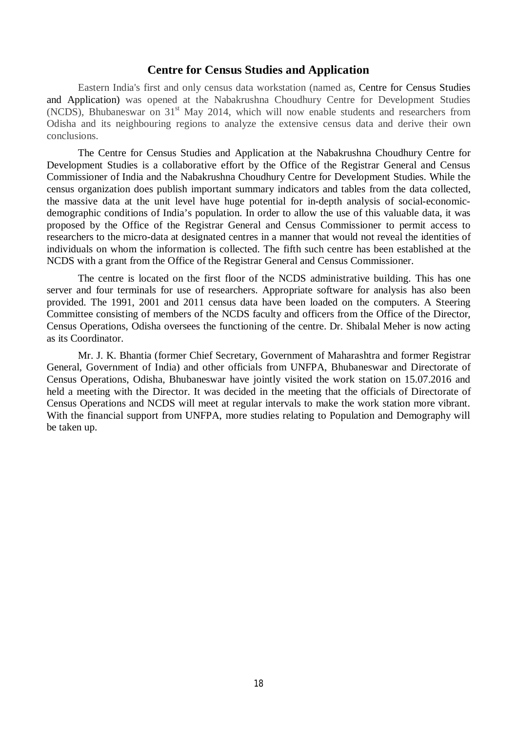## Centre for Census Studies and Application

Eastern India's first and only census data workstation (named as, Centre for Census Studies and Application) was opened at the Nabakrushna Choudhury Centre for Development Studies (NCDS), Bhubaneswar on 31st May 2014, which will now enable students and researchers from Odisha and its neighbouring regions to analyze the extensive census data and derive their own conclusions.

The Centre for Census Studies and Application at the Nabakrushna Choudhury Centre for Development Studies is a collaborative effort by the Office of the Registrar General and Census Commissioner of India and the Nabakrushna Choudhury Centre for Development Studies. While the census organization does publish important summary indicators and tables from the data collected, the massive data at the unit level have huge potential for in-depth analysis of social-economic-demographic conditions of India's population. In order to allow the use of this valuable data, it was proposed by the Office of the Registrar General and Census Commissioner to permit access to researchers to the micro-data at designated centres in a manner that would not reveal the identities of individuals on whom the information is collected. The fifth such centre has been established at the NCDS with a grant from the Office of the Registrar General and Census Commissioner.

The centre is located on the first floor of the NCDS administrative building. This has one server and four terminals for use of researchers. Appropriate software for analysis has also been provided. The 1991, 2001 and 2011 census data have been loaded on the computers. A Steering Committee consisting of members of the NCDS faculty and officers from the Office of the Director, Census Operations, Odisha oversees the functioning of the centre. Dr. Shibalal Meher is now acting as its Coordinator.

Mr. J. K. Bhantia (former Chief Secretary, Government of Maharashtra and former Registrar General, Government of India) and other officials from UNFPA, Bhubaneswar and Directorate of Census Operations, Odisha, Bhubaneswar have jointly visited the work station on 15.07.2016 and held a meeting with the Director. It was decided in the meeting that the officials of Directorate of Census Operations and NCDS will meet at regular intervals to make the work station more vibrant. With the financial support from UNFPA, more studies relating to Population and Demography will be taken up.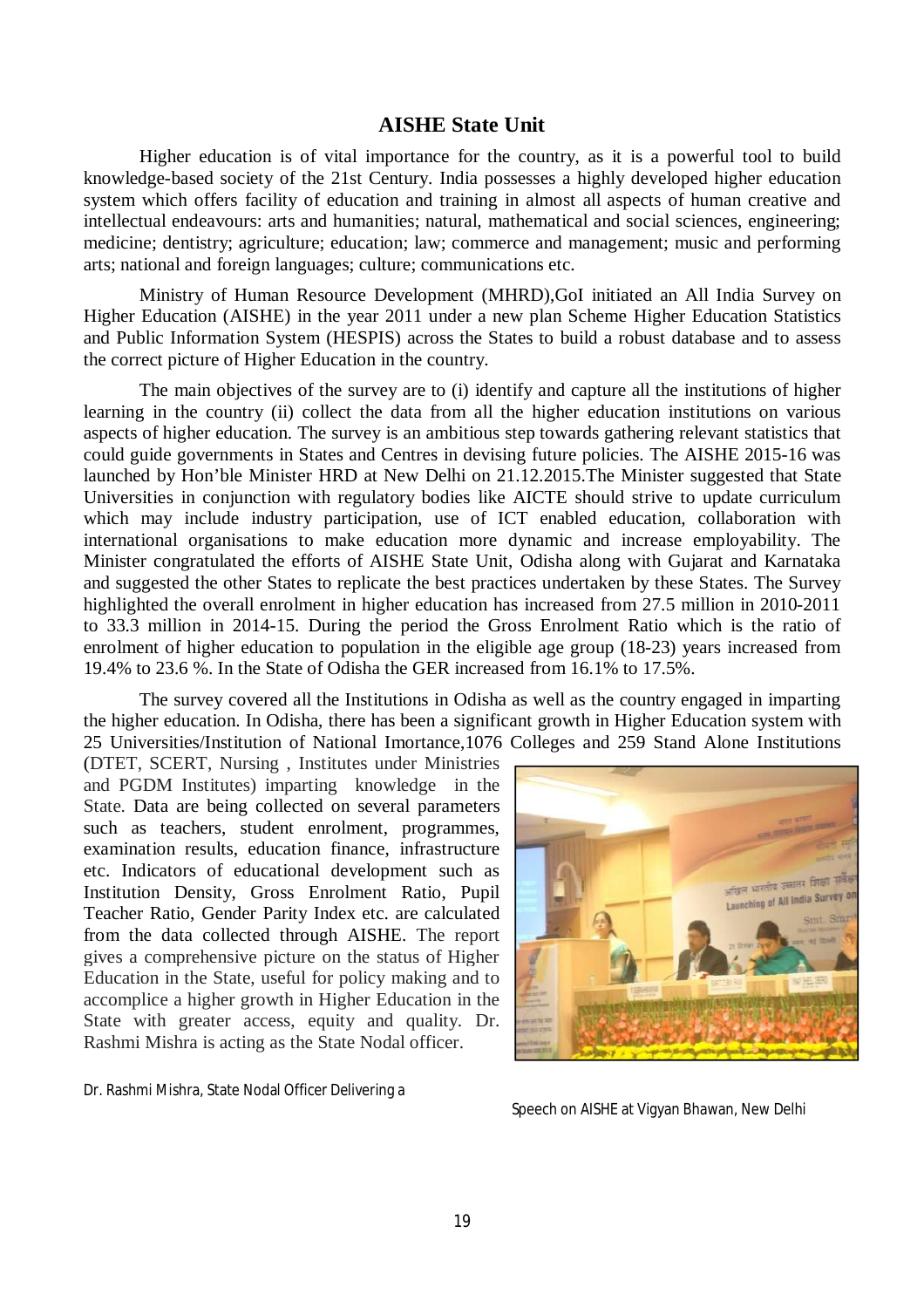## AISHE State Unit

Higher education is of vital importance for the country, as it is a powerful tool to build knowledge-based society of the 21st Century. India possesses a highly developed higher education system which offers facility of education and training in almost all aspects of human creative and intellectual endeavours: arts and humanities; natural, mathematical and social sciences, engineering; medicine; dentistry; agriculture; education; law; commerce and management; music and performing arts; national and foreign languages; culture; communications etc.

Ministry of Human Resource Development (MHRD),GoI initiated an All India Survey on Higher Education (AISHE) in the year 2011 under a new plan Scheme Higher Education Statistics and Public Information System (HESPIS) across the States to build a robust database and to assess the correct picture of Higher Education in the country.

The main objectives of the survey are to (i) identify and capture all the institutions of higher learning in the country (ii) collect the data from all the higher education institutions on various aspects of higher education. The survey is an ambitious step towards gathering relevant statistics that could guide governments in States and Centres in devising future policies. The AISHE 2015-16 was launched by Hon'ble Minister HRD at New Delhi on 21.12.2015.The Minister suggested that State Universities in conjunction with regulatory bodies like AICTE should strive to update curriculum which may include industry participation, use of ICT enabled education, collaboration with international organisations to make education more dynamic and increase employability. The Minister congratulated the efforts of AISHE State Unit, Odisha along with Gujarat and Karnataka and suggested the other States to replicate the best practices undertaken by these States. The Survey highlighted the overall enrolment in higher education has increased from 27.5 million in 2010-2011 to 33.3 million in 2014-15. During the period the Gross Enrolment Ratio which is the ratio of enrolment of higher education to population in the eligible age group (18-23) years increased from 19.4% to 23.6 %. In the State of Odisha the GER increased from 16.1% to 17.5%.

The survey covered all the Institutions in Odisha as well as the country engaged in imparting the higher education. In Odisha, there has been a significant growth in Higher Education system with 25 Universities/Institution of National Imortance,1076 Colleges and 259 Stand Alone Institutions (DTET, SCERT, Nursing , Institutes under Ministries and PGDM Institutes) imparting knowledge in the State. Data are being collected on several parameters such as teachers, student enrolment, programmes, examination results, education finance, infrastructure etc. Indicators of educational development such as Institution Density, Gross Enrolment Ratio, Pupil Teacher Ratio, Gender Parity Index etc. are calculated from the data collected through AISHE. The report gives a comprehensive picture on the status of Higher Education in the State, useful for policy making and to accomplice a higher growth in Higher Education in the State with greater access, equity and quality. Dr. Rashmi Mishra is acting as the State Nodal officer.

Dr. Rashmi Mishra, State Nodal Officer Delivering a Speech on AISHE at Vigyan Bhawan, New Delhi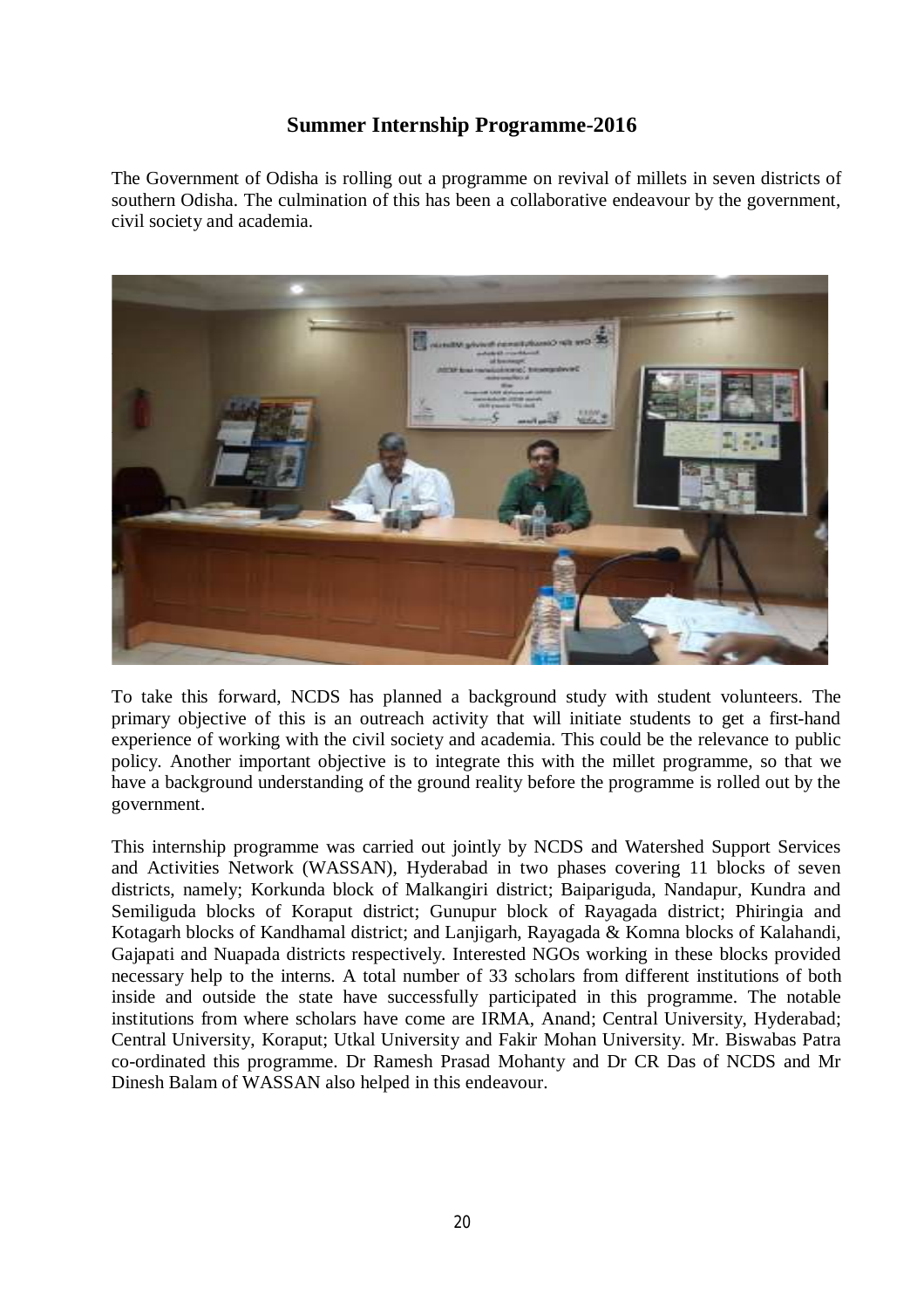## Summer Internship Programme-2016

The Government of Odisha is rolling out a programme on revival of millets in seven districts of southern Odisha. The culmination of this has been a collaborative endeavour by the government, civil society and academia.

To take this forward, NCDS has planned a background study with student volunteers. The primary objective of this is an outreach activity that will initiate students to get a first-hand experience of working with the civil society and academia. This could be the relevance to public policy. Another important objective is to integrate this with the millet programme, so that we have a background understanding of the ground reality before the programme is rolled out by the government.

This internship programme was carried out jointly by NCDS and Watershed Support Services and Activities Network (WASSAN), Hyderabad in two phases covering 11 blocks of seven districts, namely; Korkunda block of Malkangiri district; Baipariguda, Nandapur, Kundra and Semiliguda blocks of Koraput district; Gunupur block of Rayagada district; Phiringia and Kotagarh blocks of Kandhamal district; and Lanjigarh, Rayagada & Komna blocks of Kalahandi, Gajapati and Nuapada districts respectively. Interested NGOs working in these blocks provided necessary help to the interns. A total number of 33 scholars from different institutions of both inside and outside the state have successfully participated in this programme. The notable institutions from where scholars have come are IRMA, Anand; Central University, Hyderabad; Central University, Koraput; Utkal University and Fakir Mohan University. Mr. Biswabas Patra co-ordinated this programme. Dr Ramesh Prasad Mohanty and Dr CR Das of NCDS and Mr Dinesh Balam of WASSAN also helped in this endeavour.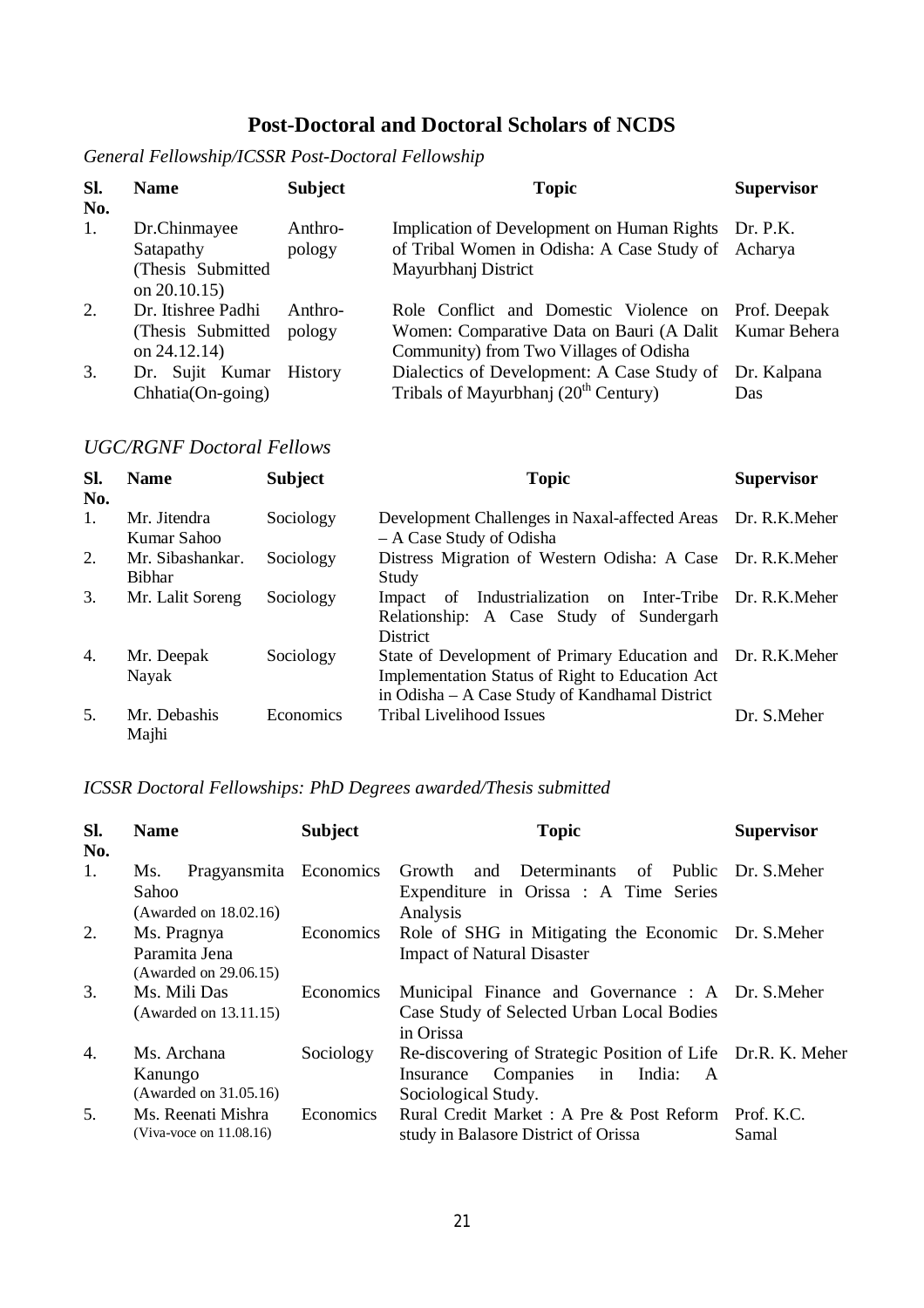## Post-Doctoral and Doctoral Scholars of NCDS

*General Fellowship/ICSSR Post-Doctoral Fellowship*

| Sl. No. | Name | Subject | Topic | Supervisor |
|---|---|---|---|---|
| 1. | Dr.Chinmayee Satapathy (Thesis Submitted on 20.10.15) | Anthropology | Implication of Development on Human Rights of Tribal Women in Odisha: A Case Study of Mayurbhanj District | Dr. P.K. Acharya |
| 2. | Dr. Itishree Padhi (Thesis Submitted on 24.12.14) | Anthropology | Role Conflict and Domestic Violence on Women: Comparative Data on Bauri (A Dalit Community) from Two Villages of Odisha | Prof. Deepak Kumar Behera |
| 3. | Dr. Sujit Kumar Chhatia(On-going) | History | Dialectics of Development: A Case Study of Tribals of Mayurbhanj (20th Century) | Dr. Kalpana Das |

*UGC/RGNF Doctoral Fellows*

| Sl. No. | Name | Subject | Topic | Supervisor |
|---|---|---|---|---|
| 1. | Mr. Jitendra Kumar Sahoo | Sociology | Development Challenges in Naxal-affected Areas – A Case Study of Odisha | Dr. R.K.Meher |
| 2. | Mr. Sibashankar. Bibhar | Sociology | Distress Migration of Western Odisha: A Case Study | Dr. R.K.Meher |
| 3. | Mr. Lalit Soreng | Sociology | Impact of Industrialization on Inter-Tribe Relationship: A Case Study of Sundergarh District | Dr. R.K.Meher |
| 4. | Mr. Deepak Nayak | Sociology | State of Development of Primary Education and Implementation Status of Right to Education Act in Odisha – A Case Study of Kandhamal District | Dr. R.K.Meher |
| 5. | Mr. Debashis Majhi | Economics | Tribal Livelihood Issues | Dr. S.Meher |

*ICSSR Doctoral Fellowships: PhD Degrees awarded/Thesis submitted*

| Sl. No. | Name | Subject | Topic | Supervisor |
|---|---|---|---|---|
| 1. | Ms. Pragyansmita Sahoo (Awarded on 18.02.16) | Economics | Growth and Determinants of Public Expenditure in Orissa : A Time Series Analysis | Dr. S.Meher |
| 2. | Ms. Pragnya Paramita Jena (Awarded on 29.06.15) | Economics | Role of SHG in Mitigating the Economic Impact of Natural Disaster | Dr. S.Meher |
| 3. | Ms. Mili Das (Awarded on 13.11.15) | Economics | Municipal Finance and Governance : A Case Study of Selected Urban Local Bodies in Orissa | Dr. S.Meher |
| 4. | Ms. Archana Kanungo (Awarded on 31.05.16) | Sociology | Re-discovering of Strategic Position of Life Insurance Companies in India: A Sociological Study. | Dr.R. K. Meher |
| 5. | Ms. Reenati Mishra (Viva-voce on 11.08.16) | Economics | Rural Credit Market : A Pre & Post Reform study in Balasore District of Orissa | Prof. K.C. Samal |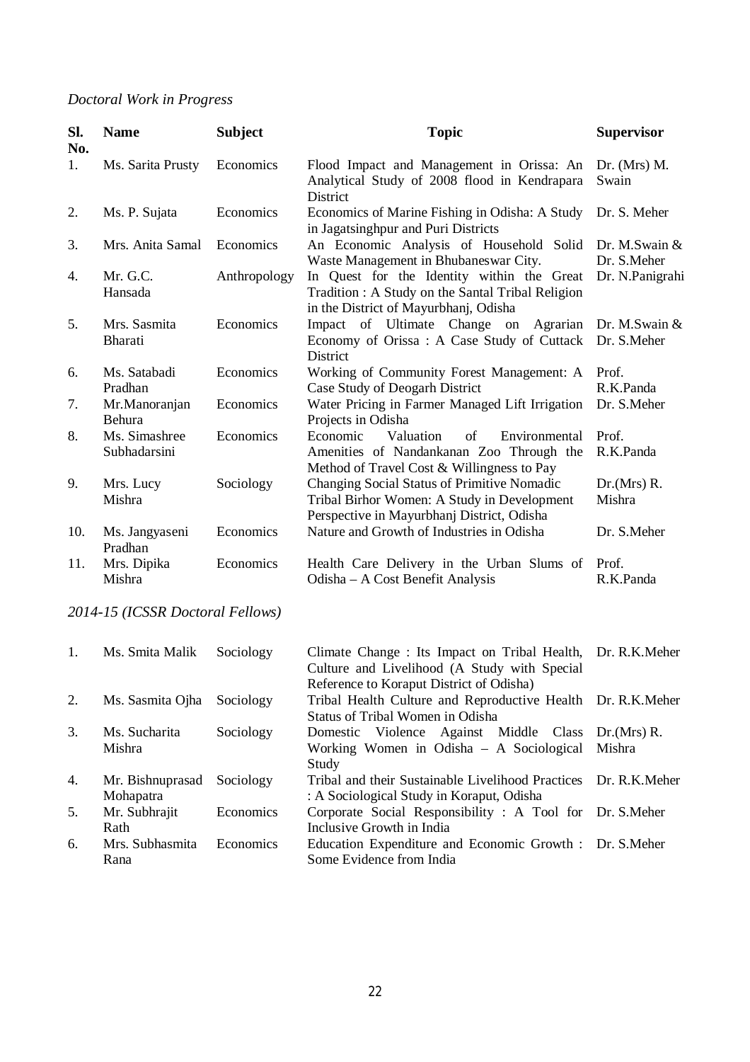*Doctoral Work in Progress*

| Sl. No. | Name | Subject | Topic | Supervisor |
|---|---|---|---|---|
| 1. | Ms. Sarita Prusty | Economics | Flood Impact and Management in Orissa: An Analytical Study of 2008 flood in Kendrapara District | Dr. (Mrs) M. Swain |
| 2. | Ms. P. Sujata | Economics | Economics of Marine Fishing in Odisha: A Study in Jagatsinghpur and Puri Districts | Dr. S. Meher |
| 3. | Mrs. Anita Samal | Economics | An Economic Analysis of Household Solid Waste Management in Bhubaneswar City. | Dr. M.Swain & Dr. S.Meher |
| 4. | Mr. G.C. Hansada | Anthropology | In Quest for the Identity within the Great Tradition : A Study on the Santal Tribal Religion in the District of Mayurbhanj, Odisha | Dr. N.Panigrahi |
| 5. | Mrs. Sasmita Bharati | Economics | Impact of Ultimate Change on Agrarian Economy of Orissa : A Case Study of Cuttack District | Dr. M.Swain & Dr. S.Meher |
| 6. | Ms. Satabadi Pradhan | Economics | Working of Community Forest Management: A Case Study of Deogarh District | Prof. R.K.Panda |
| 7. | Mr.Manoranjan Behura | Economics | Water Pricing in Farmer Managed Lift Irrigation Projects in Odisha | Dr. S.Meher |
| 8. | Ms. Simashree Subhadarsini | Economics | Economic Valuation of Environmental Amenities of Nandankanan Zoo Through the Method of Travel Cost & Willingness to Pay | Prof. R.K.Panda |
| 9. | Mrs. Lucy Mishra | Sociology | Changing Social Status of Primitive Nomadic Tribal Birhor Women: A Study in Development Perspective in Mayurbhanj District, Odisha | Dr.(Mrs) R. Mishra |
| 10. | Ms. Jangyaseni Pradhan | Economics | Nature and Growth of Industries in Odisha | Dr. S.Meher |
| 11. | Mrs. Dipika Mishra | Economics | Health Care Delivery in the Urban Slums of Odisha – A Cost Benefit Analysis | Prof. R.K.Panda |

*2014-15 (ICSSR Doctoral Fellows)*

| | | | | |
|---|---|---|---|---|
| 1. | Ms. Smita Malik | Sociology | Climate Change : Its Impact on Tribal Health, Culture and Livelihood (A Study with Special Reference to Koraput District of Odisha) | Dr. R.K.Meher |
| 2. | Ms. Sasmita Ojha | Sociology | Tribal Health Culture and Reproductive Health Status of Tribal Women in Odisha | Dr. R.K.Meher |
| 3. | Ms. Sucharita Mishra | Sociology | Domestic Violence Against Middle Class Working Women in Odisha – A Sociological Study | Dr.(Mrs) R. Mishra |
| 4. | Mr. Bishnuprasad Mohapatra | Sociology | Tribal and their Sustainable Livelihood Practices : A Sociological Study in Koraput, Odisha | Dr. R.K.Meher |
| 5. | Mr. Subhrajit Rath | Economics | Corporate Social Responsibility : A Tool for Inclusive Growth in India | Dr. S.Meher |
| 6. | Mrs. Subhasmita Rana | Economics | Education Expenditure and Economic Growth : Some Evidence from India | Dr. S.Meher |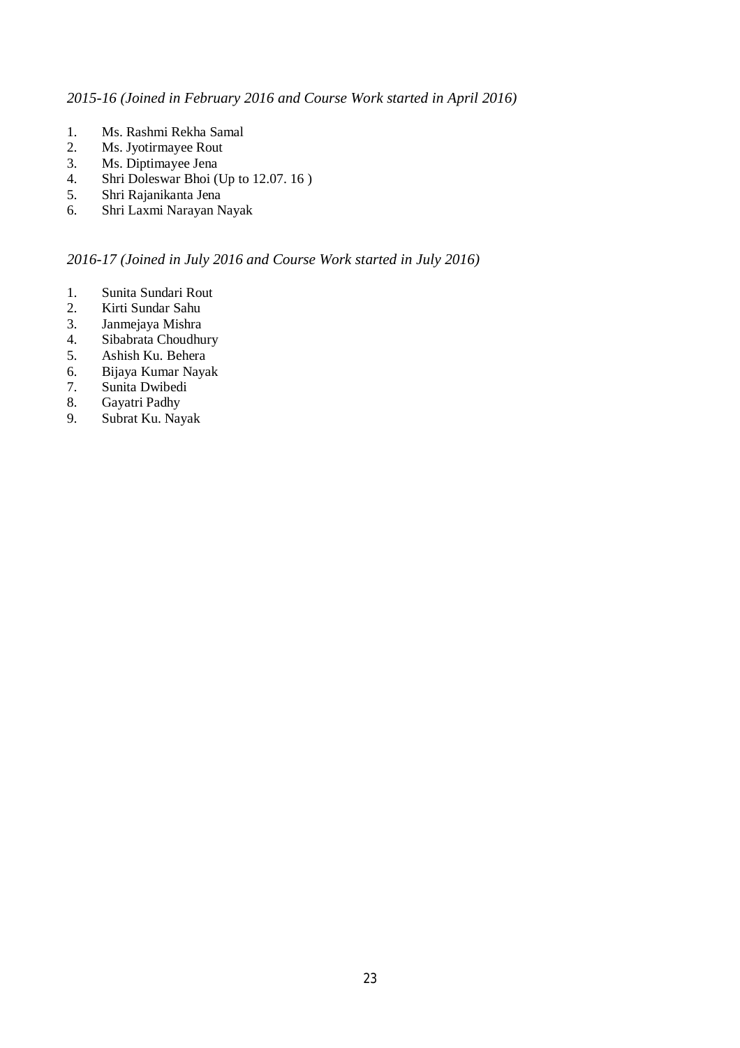*2015-16 (Joined in February 2016 and Course Work started in April 2016)*

1. Ms. Rashmi Rekha Samal
2. Ms. Jyotirmayee Rout
3. Ms. Diptimayee Jena
4. Shri Doleswar Bhoi (Up to 12.07. 16 )
5. Shri Rajanikanta Jena
6. Shri Laxmi Narayan Nayak

*2016-17 (Joined in July 2016 and Course Work started in July 2016)*

1. Sunita Sundari Rout
2. Kirti Sundar Sahu
3. Janmejaya Mishra
4. Sibabrata Choudhury
5. Ashish Ku. Behera
6. Bijaya Kumar Nayak
7. Sunita Dwibedi
8. Gayatri Padhy
9. Subrat Ku. Nayak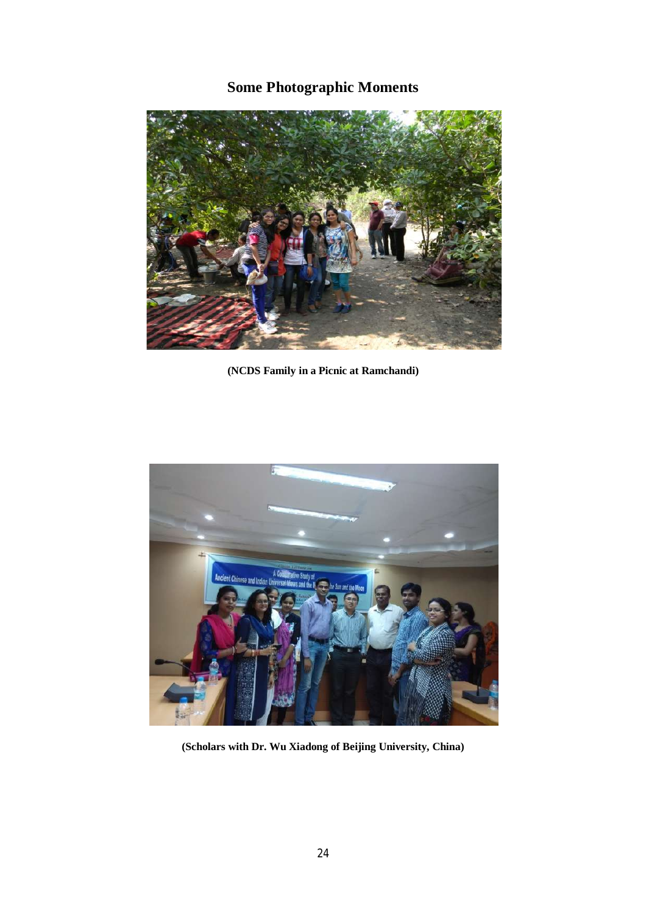# Some Photographic Moments

(NCDS Family in a Picnic at Ramchandi)

(Scholars with Dr. Wu Xiadong of Beijing University, China)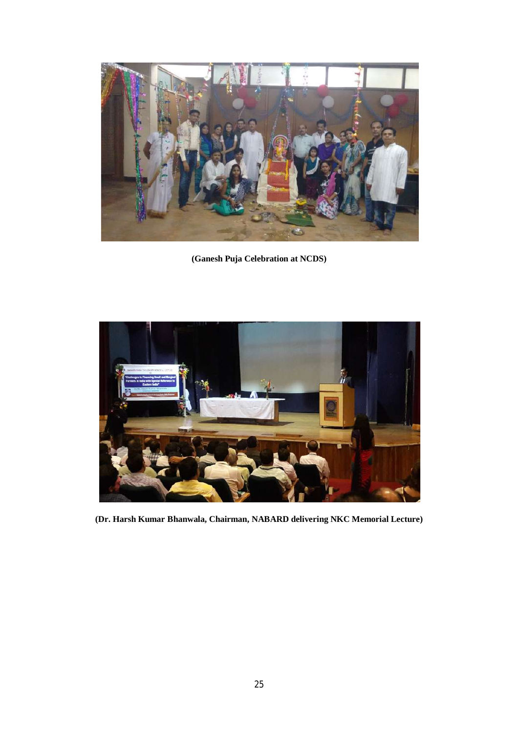(Ganesh Puja Celebration at NCDS)

(Dr. Harsh Kumar Bhanwala, Chairman, NABARD delivering NKC Memorial Lecture)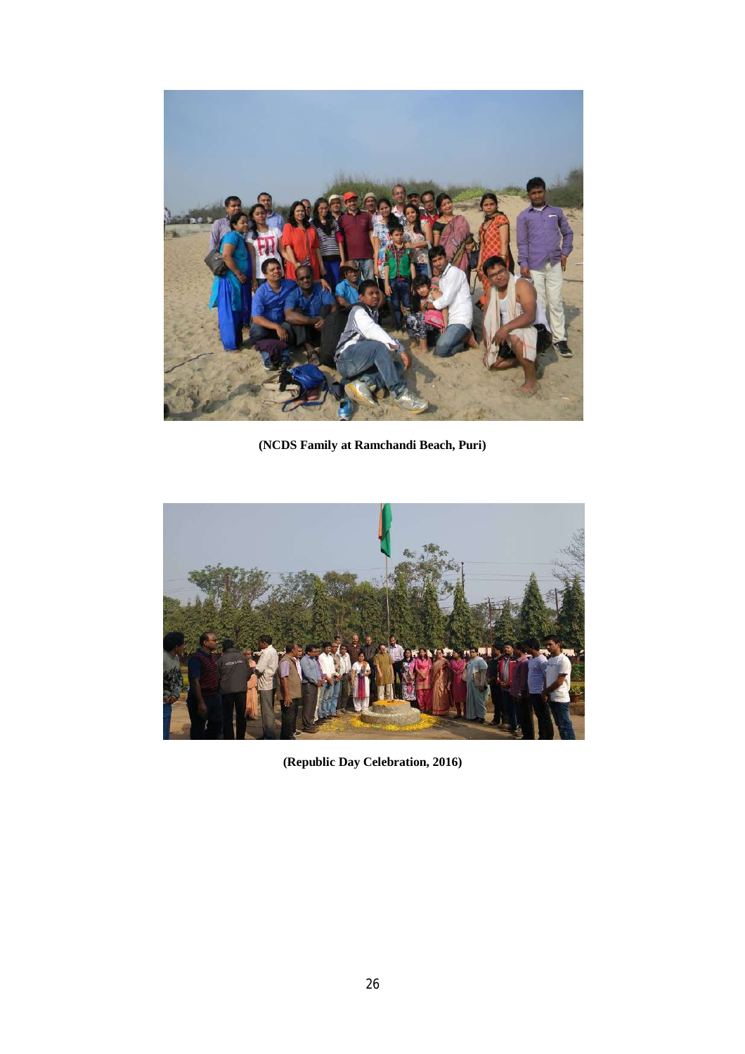(NCDS Family at Ramchandi Beach, Puri)

(Republic Day Celebration, 2016)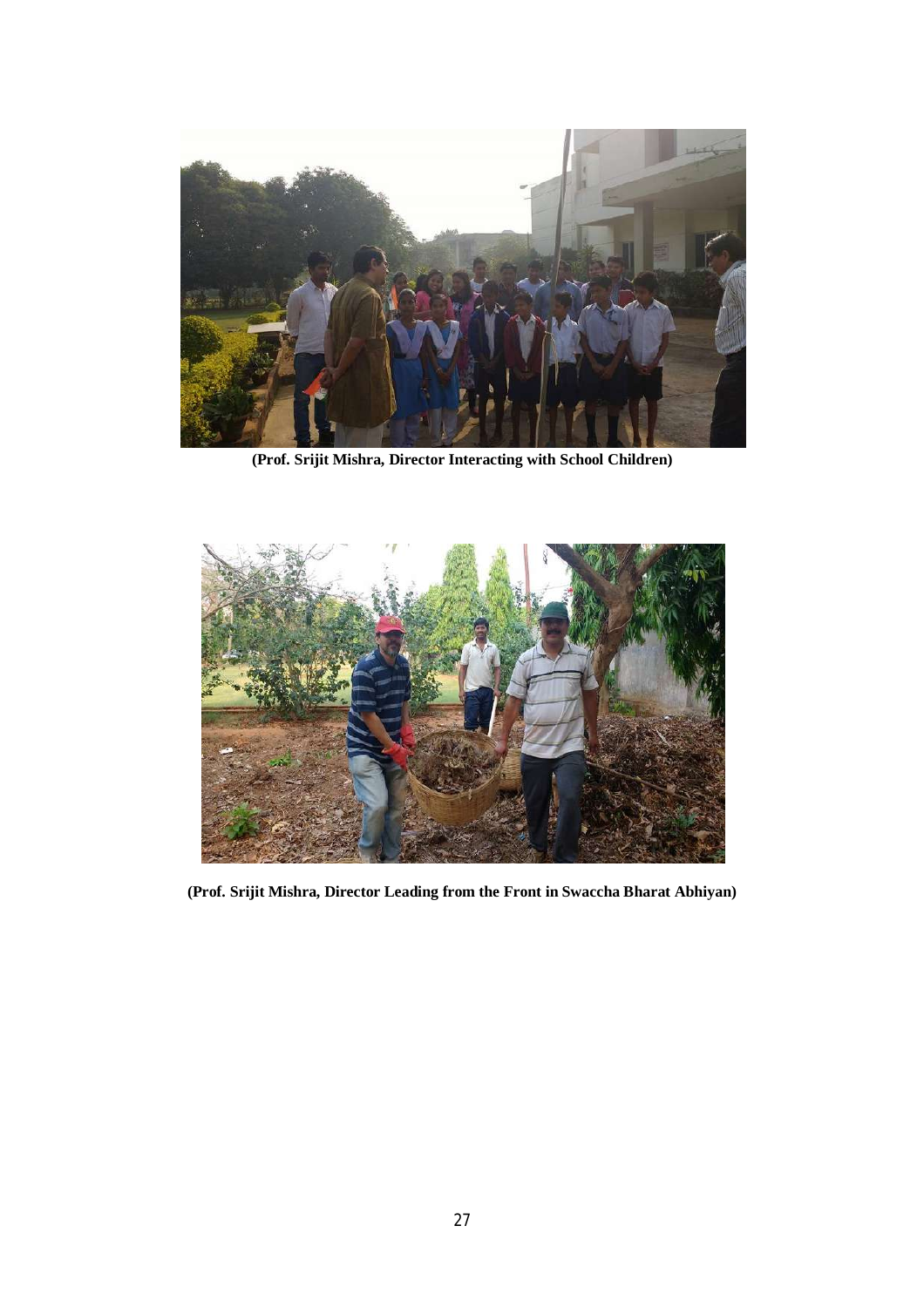**(Prof. Srijit Mishra, Director Interacting with School Children)**

**(Prof. Srijit Mishra, Director Leading from the Front in Swaccha Bharat Abhiyan)**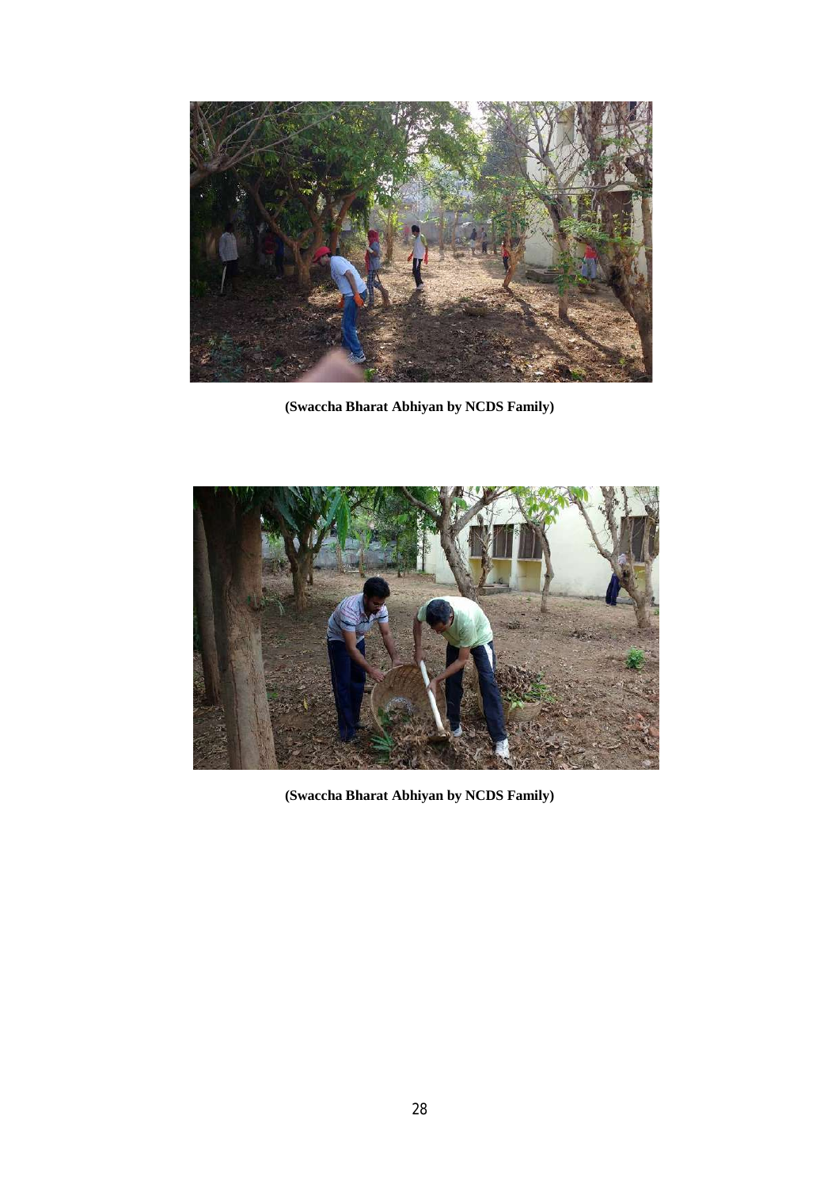**(Swaccha Bharat Abhiyan by NCDS Family)**

**(Swaccha Bharat Abhiyan by NCDS Family)**